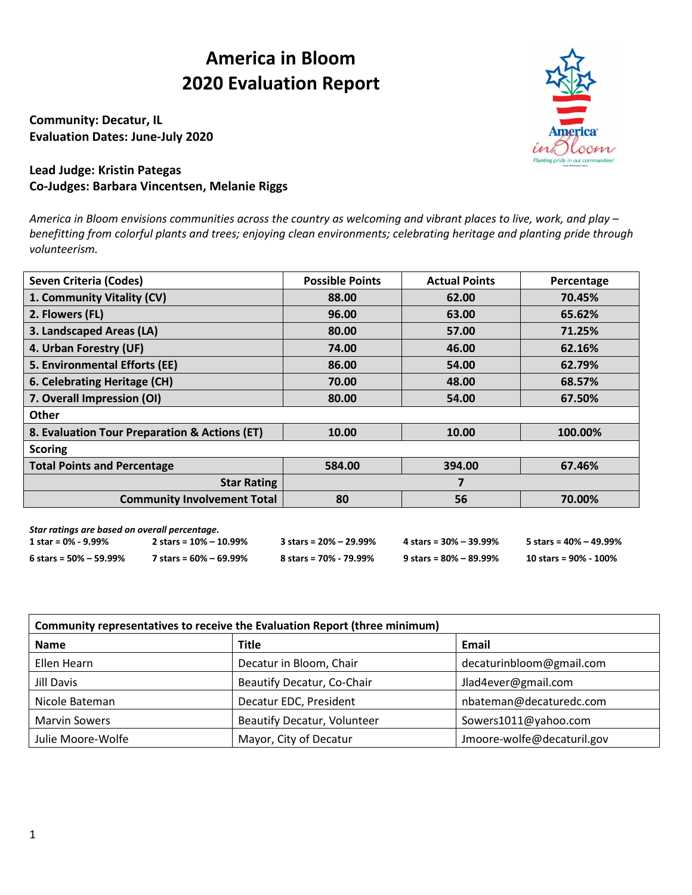# America in Bloom
# 2020 Evaluation Report

**Community: Decatur, IL**
**Evaluation Dates: June-July 2020**

**Lead Judge: Kristin Pategas**
**Co-Judges: Barbara Vincentsen, Melanie Riggs**

*America in Bloom envisions communities across the country as welcoming and vibrant places to live, work, and play – benefitting from colorful plants and trees; enjoying clean environments; celebrating heritage and planting pride through volunteerism.*

| Seven Criteria (Codes) | Possible Points | Actual Points | Percentage |
|---|---|---|---|
| 1. Community Vitality (CV) | 88.00 | 62.00 | 70.45% |
| 2. Flowers (FL) | 96.00 | 63.00 | 65.62% |
| 3. Landscaped Areas (LA) | 80.00 | 57.00 | 71.25% |
| 4. Urban Forestry (UF) | 74.00 | 46.00 | 62.16% |
| 5. Environmental Efforts (EE) | 86.00 | 54.00 | 62.79% |
| 6. Celebrating Heritage (CH) | 70.00 | 48.00 | 68.57% |
| 7. Overall Impression (OI) | 80.00 | 54.00 | 67.50% |
| Other | | | |
| 8. Evaluation Tour Preparation & Actions (ET) | 10.00 | 10.00 | 100.00% |
| Scoring | | | |
| Total Points and Percentage | 584.00 | 394.00 | 67.46% |
| Star Rating | 7 | | |
| Community Involvement Total | 80 | 56 | 70.00% |

***Star ratings are based on overall percentage.***

| | | | | |
|---|---|---|---|---|
| **1 star = 0% - 9.99%** | **2 stars = 10% – 10.99%** | **3 stars = 20% – 29.99%** | **4 stars = 30% – 39.99%** | **5 stars = 40% – 49.99%** |
| **6 stars = 50% – 59.99%** | **7 stars = 60% – 69.99%** | **8 stars = 70% - 79.99%** | **9 stars = 80% – 89.99%** | **10 stars = 90% - 100%** |

| Community representatives to receive the Evaluation Report (three minimum) | | |
|---|---|---|
| **Name** | **Title** | **Email** |
| Ellen Hearn | Decatur in Bloom, Chair | decaturinbloom@gmail.com |
| Jill Davis | Beautify Decatur, Co-Chair | Jlad4ever@gmail.com |
| Nicole Bateman | Decatur EDC, President | nbateman@decaturedc.com |
| Marvin Sowers | Beautify Decatur, Volunteer | Sowers1011@yahoo.com |
| Julie Moore-Wolfe | Mayor, City of Decatur | Jmoore-wolfe@decaturil.gov |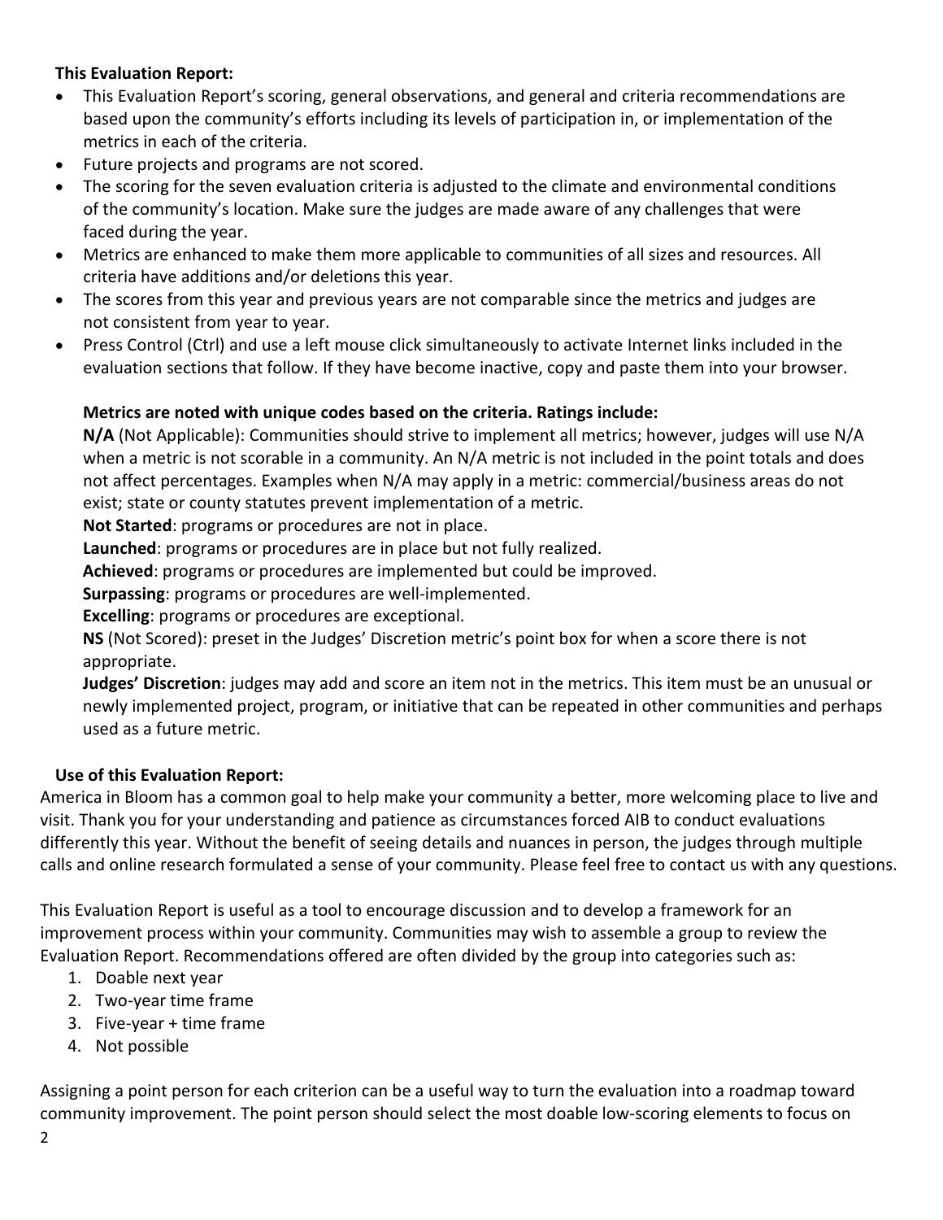**This Evaluation Report:**

- This Evaluation Report's scoring, general observations, and general and criteria recommendations are based upon the community's efforts including its levels of participation in, or implementation of the metrics in each of the criteria.
- Future projects and programs are not scored.
- The scoring for the seven evaluation criteria is adjusted to the climate and environmental conditions of the community's location. Make sure the judges are made aware of any challenges that were faced during the year.
- Metrics are enhanced to make them more applicable to communities of all sizes and resources. All criteria have additions and/or deletions this year.
- The scores from this year and previous years are not comparable since the metrics and judges are not consistent from year to year.
- Press Control (Ctrl) and use a left mouse click simultaneously to activate Internet links included in the evaluation sections that follow. If they have become inactive, copy and paste them into your browser.

**Metrics are noted with unique codes based on the criteria. Ratings include:**

**N/A** (Not Applicable): Communities should strive to implement all metrics; however, judges will use N/A when a metric is not scorable in a community. An N/A metric is not included in the point totals and does not affect percentages. Examples when N/A may apply in a metric: commercial/business areas do not exist; state or county statutes prevent implementation of a metric.

**Not Started**: programs or procedures are not in place.

**Launched**: programs or procedures are in place but not fully realized.

**Achieved**: programs or procedures are implemented but could be improved.

**Surpassing**: programs or procedures are well-implemented.

**Excelling**: programs or procedures are exceptional.

**NS** (Not Scored): preset in the Judges' Discretion metric's point box for when a score there is not appropriate.

**Judges' Discretion**: judges may add and score an item not in the metrics. This item must be an unusual or newly implemented project, program, or initiative that can be repeated in other communities and perhaps used as a future metric.

**Use of this Evaluation Report:**

America in Bloom has a common goal to help make your community a better, more welcoming place to live and visit. Thank you for your understanding and patience as circumstances forced AIB to conduct evaluations differently this year. Without the benefit of seeing details and nuances in person, the judges through multiple calls and online research formulated a sense of your community. Please feel free to contact us with any questions.

This Evaluation Report is useful as a tool to encourage discussion and to develop a framework for an improvement process within your community. Communities may wish to assemble a group to review the Evaluation Report. Recommendations offered are often divided by the group into categories such as:

1. Doable next year
2. Two-year time frame
3. Five-year + time frame
4. Not possible

Assigning a point person for each criterion can be a useful way to turn the evaluation into a roadmap toward community improvement. The point person should select the most doable low-scoring elements to focus on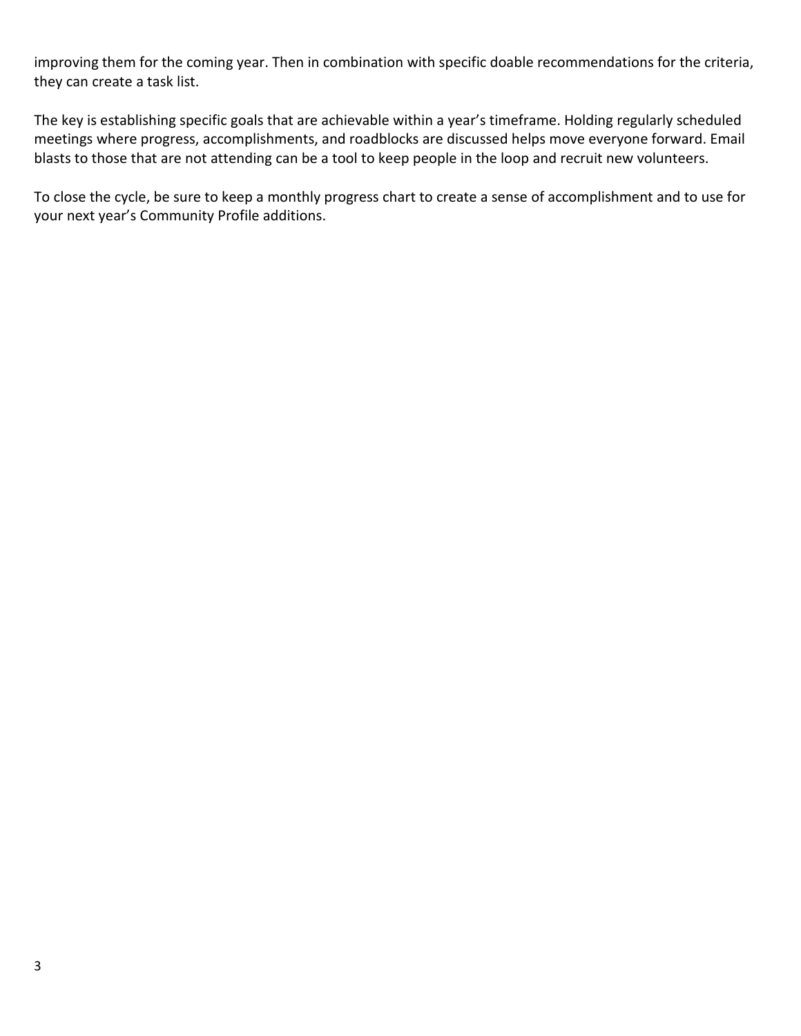improving them for the coming year. Then in combination with specific doable recommendations for the criteria, they can create a task list.

The key is establishing specific goals that are achievable within a year's timeframe. Holding regularly scheduled meetings where progress, accomplishments, and roadblocks are discussed helps move everyone forward. Email blasts to those that are not attending can be a tool to keep people in the loop and recruit new volunteers.

To close the cycle, be sure to keep a monthly progress chart to create a sense of accomplishment and to use for your next year's Community Profile additions.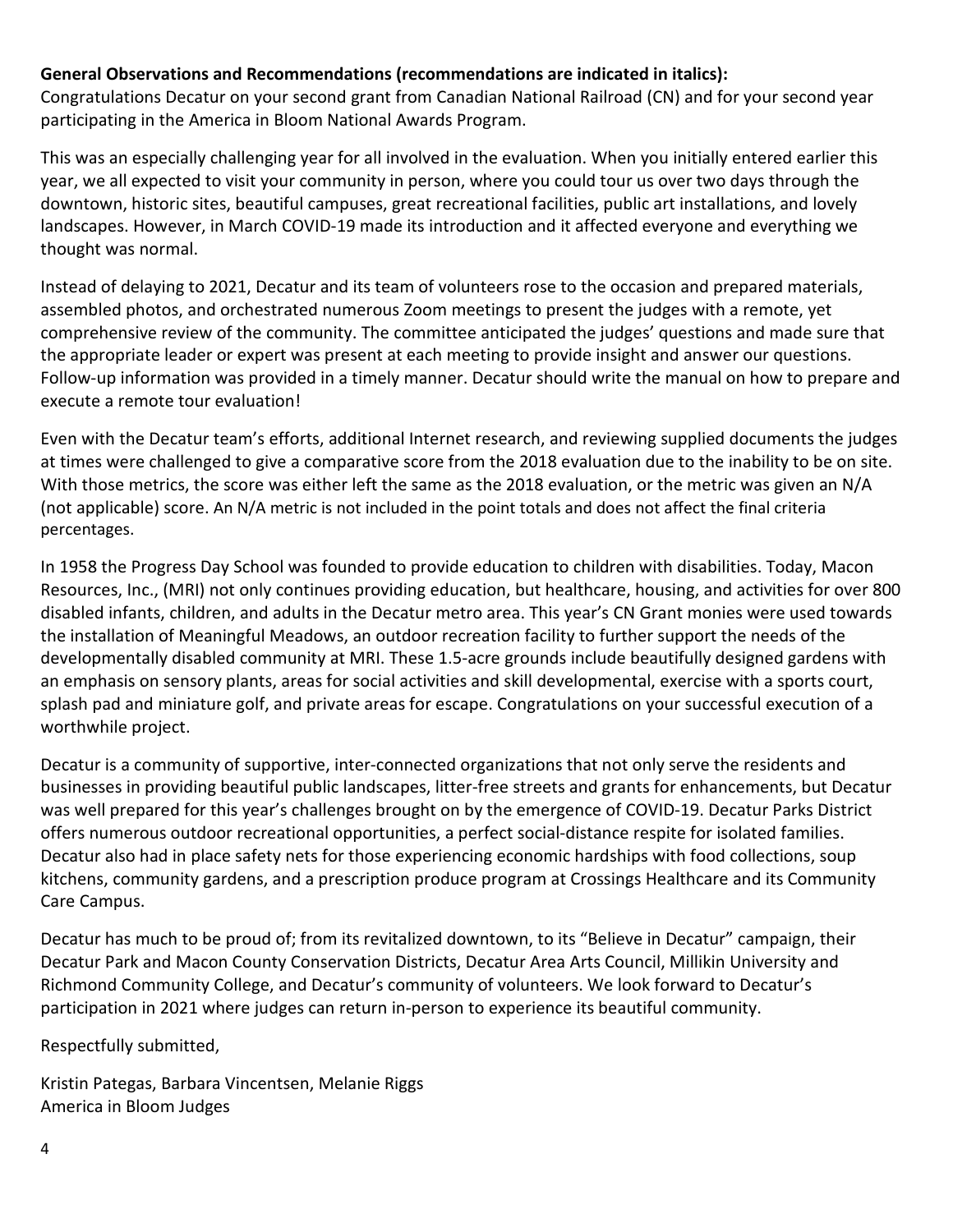**General Observations and Recommendations (recommendations are indicated in italics):**

Congratulations Decatur on your second grant from Canadian National Railroad (CN) and for your second year participating in the America in Bloom National Awards Program.

This was an especially challenging year for all involved in the evaluation. When you initially entered earlier this year, we all expected to visit your community in person, where you could tour us over two days through the downtown, historic sites, beautiful campuses, great recreational facilities, public art installations, and lovely landscapes. However, in March COVID-19 made its introduction and it affected everyone and everything we thought was normal.

Instead of delaying to 2021, Decatur and its team of volunteers rose to the occasion and prepared materials, assembled photos, and orchestrated numerous Zoom meetings to present the judges with a remote, yet comprehensive review of the community. The committee anticipated the judges' questions and made sure that the appropriate leader or expert was present at each meeting to provide insight and answer our questions. Follow-up information was provided in a timely manner. Decatur should write the manual on how to prepare and execute a remote tour evaluation!

Even with the Decatur team's efforts, additional Internet research, and reviewing supplied documents the judges at times were challenged to give a comparative score from the 2018 evaluation due to the inability to be on site. With those metrics, the score was either left the same as the 2018 evaluation, or the metric was given an N/A (not applicable) score. An N/A metric is not included in the point totals and does not affect the final criteria percentages.

In 1958 the Progress Day School was founded to provide education to children with disabilities. Today, Macon Resources, Inc., (MRI) not only continues providing education, but healthcare, housing, and activities for over 800 disabled infants, children, and adults in the Decatur metro area. This year's CN Grant monies were used towards the installation of Meaningful Meadows, an outdoor recreation facility to further support the needs of the developmentally disabled community at MRI. These 1.5-acre grounds include beautifully designed gardens with an emphasis on sensory plants, areas for social activities and skill developmental, exercise with a sports court, splash pad and miniature golf, and private areas for escape. Congratulations on your successful execution of a worthwhile project.

Decatur is a community of supportive, inter-connected organizations that not only serve the residents and businesses in providing beautiful public landscapes, litter-free streets and grants for enhancements, but Decatur was well prepared for this year's challenges brought on by the emergence of COVID-19. Decatur Parks District offers numerous outdoor recreational opportunities, a perfect social-distance respite for isolated families. Decatur also had in place safety nets for those experiencing economic hardships with food collections, soup kitchens, community gardens, and a prescription produce program at Crossings Healthcare and its Community Care Campus.

Decatur has much to be proud of; from its revitalized downtown, to its "Believe in Decatur" campaign, their Decatur Park and Macon County Conservation Districts, Decatur Area Arts Council, Millikin University and Richmond Community College, and Decatur's community of volunteers. We look forward to Decatur's participation in 2021 where judges can return in-person to experience its beautiful community.

Respectfully submitted,

Kristin Pategas, Barbara Vincentsen, Melanie Riggs
America in Bloom Judges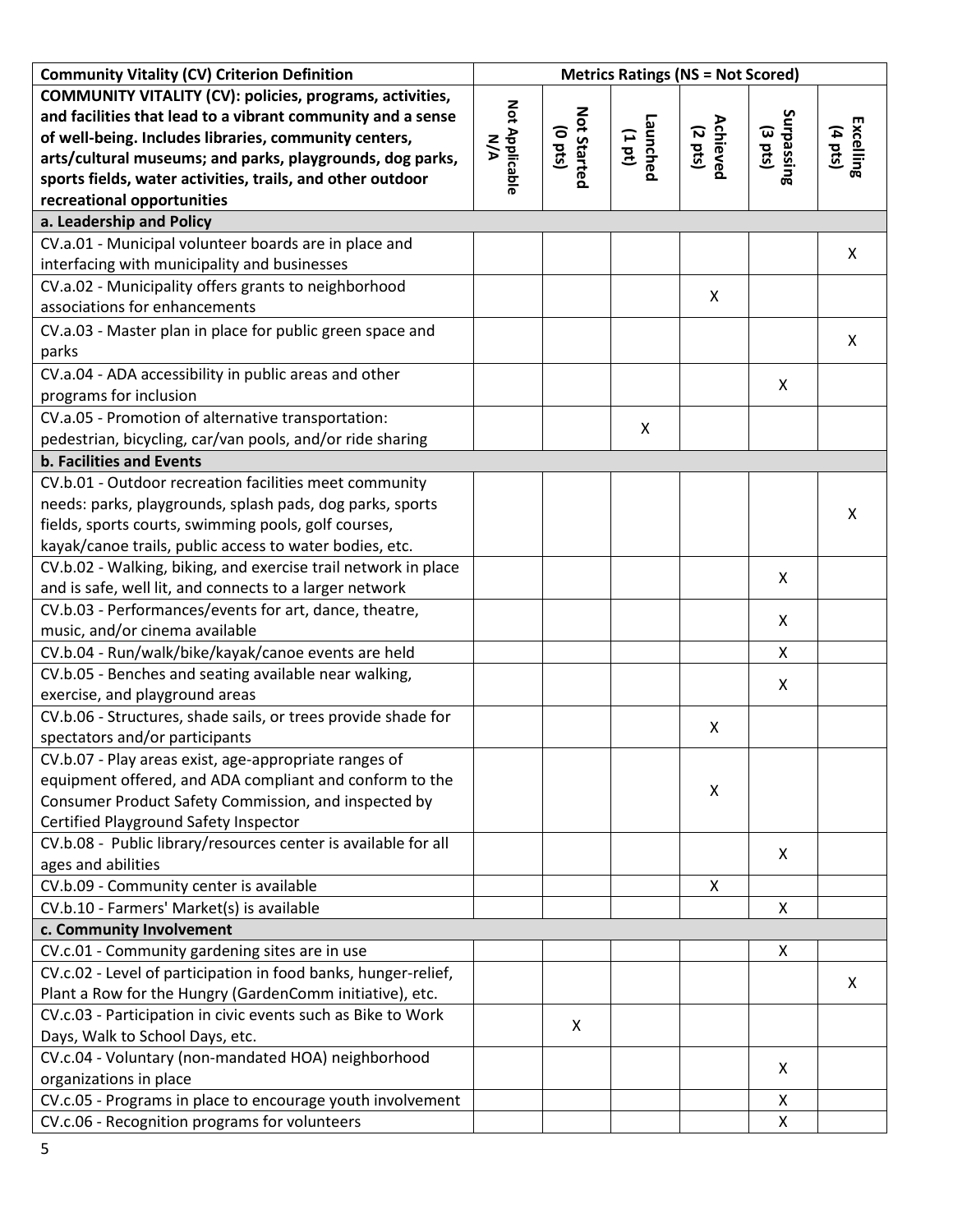| Community Vitality (CV) Criterion Definition | Metrics Ratings (NS = Not Scored) | | | | | |
|---|---|---|---|---|---|---|
| **COMMUNITY VITALITY (CV): policies, programs, activities, and facilities that lead to a vibrant community and a sense of well-being. Includes libraries, community centers, arts/cultural museums; and parks, playgrounds, dog parks, sports fields, water activities, trails, and other outdoor recreational opportunities** | **Not Applicable N/A** | **Not Started (0 pts)** | **Launched (1 pt)** | **Achieved (2 pts)** | **Surpassing (3 pts)** | **Excelling (4 pts)** |
| **a. Leadership and Policy** | | | | | | |
| CV.a.01 - Municipal volunteer boards are in place and interfacing with municipality and businesses | | | | | | X |
| CV.a.02 - Municipality offers grants to neighborhood associations for enhancements | | | | X | | |
| CV.a.03 - Master plan in place for public green space and parks | | | | | | X |
| CV.a.04 - ADA accessibility in public areas and other programs for inclusion | | | | | X | |
| CV.a.05 - Promotion of alternative transportation: pedestrian, bicycling, car/van pools, and/or ride sharing | | | X | | | |
| **b. Facilities and Events** | | | | | | |
| CV.b.01 - Outdoor recreation facilities meet community needs: parks, playgrounds, splash pads, dog parks, sports fields, sports courts, swimming pools, golf courses, kayak/canoe trails, public access to water bodies, etc. | | | | | | X |
| CV.b.02 - Walking, biking, and exercise trail network in place and is safe, well lit, and connects to a larger network | | | | | X | |
| CV.b.03 - Performances/events for art, dance, theatre, music, and/or cinema available | | | | | X | |
| CV.b.04 - Run/walk/bike/kayak/canoe events are held | | | | | X | |
| CV.b.05 - Benches and seating available near walking, exercise, and playground areas | | | | | X | |
| CV.b.06 - Structures, shade sails, or trees provide shade for spectators and/or participants | | | | X | | |
| CV.b.07 - Play areas exist, age-appropriate ranges of equipment offered, and ADA compliant and conform to the Consumer Product Safety Commission, and inspected by Certified Playground Safety Inspector | | | | X | | |
| CV.b.08 - Public library/resources center is available for all ages and abilities | | | | | X | |
| CV.b.09 - Community center is available | | | | X | | |
| CV.b.10 - Farmers' Market(s) is available | | | | | X | |
| **c. Community Involvement** | | | | | | |
| CV.c.01 - Community gardening sites are in use | | | | | X | |
| CV.c.02 - Level of participation in food banks, hunger-relief, Plant a Row for the Hungry (GardenComm initiative), etc. | | | | | | X |
| CV.c.03 - Participation in civic events such as Bike to Work Days, Walk to School Days, etc. | | X | | | | |
| CV.c.04 - Voluntary (non-mandated HOA) neighborhood organizations in place | | | | | X | |
| CV.c.05 - Programs in place to encourage youth involvement | | | | | X | |
| CV.c.06 - Recognition programs for volunteers | | | | | X | |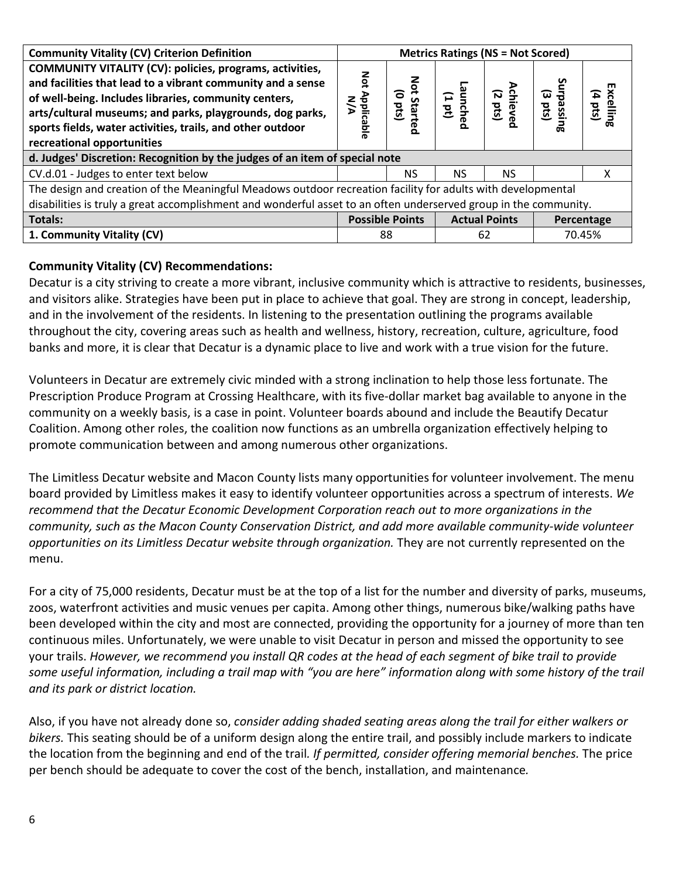| Community Vitality (CV) Criterion Definition | Metrics Ratings (NS = Not Scored) | | | | | |
|---|---|---|---|---|---|---|
| **COMMUNITY VITALITY (CV): policies, programs, activities, and facilities that lead to a vibrant community and a sense of well-being. Includes libraries, community centers, arts/cultural museums; and parks, playgrounds, dog parks, sports fields, water activities, trails, and other outdoor recreational opportunities** | Not Applicable N/A | Not Started (0 pts) | Launched (1 pt) | Achieved (2 pts) | Surpassing (3 pts) | Excelling (4 pts) |
| **d. Judges' Discretion: Recognition by the judges of an item of special note** | | | | | | |
| CV.d.01 - Judges to enter text below | | NS | NS | NS | | X |
| The design and creation of the Meaningful Meadows outdoor recreation facility for adults with developmental disabilities is truly a great accomplishment and wonderful asset to an often underserved group in the community. | | | | | | |
| **Totals:** | **Possible Points** | | **Actual Points** | | **Percentage** | |
| **1. Community Vitality (CV)** | 88 | | 62 | | 70.45% | |

**Community Vitality (CV) Recommendations:**

Decatur is a city striving to create a more vibrant, inclusive community which is attractive to residents, businesses, and visitors alike. Strategies have been put in place to achieve that goal. They are strong in concept, leadership, and in the involvement of the residents. In listening to the presentation outlining the programs available throughout the city, covering areas such as health and wellness, history, recreation, culture, agriculture, food banks and more, it is clear that Decatur is a dynamic place to live and work with a true vision for the future.

Volunteers in Decatur are extremely civic minded with a strong inclination to help those less fortunate. The Prescription Produce Program at Crossing Healthcare, with its five-dollar market bag available to anyone in the community on a weekly basis, is a case in point. Volunteer boards abound and include the Beautify Decatur Coalition. Among other roles, the coalition now functions as an umbrella organization effectively helping to promote communication between and among numerous other organizations.

The Limitless Decatur website and Macon County lists many opportunities for volunteer involvement. The menu board provided by Limitless makes it easy to identify volunteer opportunities across a spectrum of interests. *We recommend that the Decatur Economic Development Corporation reach out to more organizations in the community, such as the Macon County Conservation District, and add more available community-wide volunteer opportunities on its Limitless Decatur website through organization.* They are not currently represented on the menu.

For a city of 75,000 residents, Decatur must be at the top of a list for the number and diversity of parks, museums, zoos, waterfront activities and music venues per capita. Among other things, numerous bike/walking paths have been developed within the city and most are connected, providing the opportunity for a journey of more than ten continuous miles. Unfortunately, we were unable to visit Decatur in person and missed the opportunity to see your trails. *However, we recommend you install QR codes at the head of each segment of bike trail to provide some useful information, including a trail map with "you are here" information along with some history of the trail and its park or district location.*

Also, if you have not already done so, *consider adding shaded seating areas along the trail for either walkers or bikers.* This seating should be of a uniform design along the entire trail, and possibly include markers to indicate the location from the beginning and end of the trail. *If permitted, consider offering memorial benches.* The price per bench should be adequate to cover the cost of the bench, installation, and maintenance.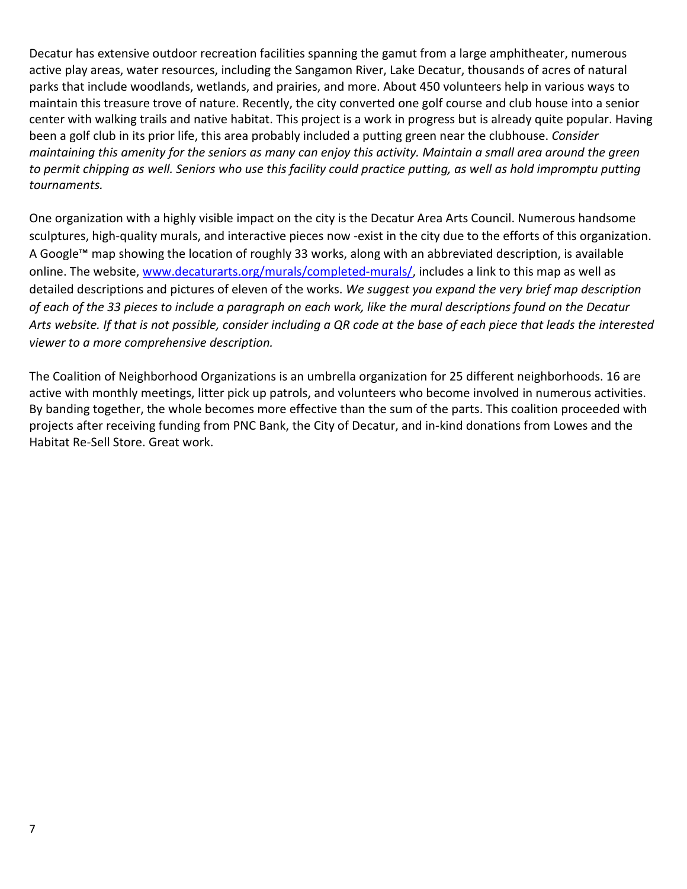Decatur has extensive outdoor recreation facilities spanning the gamut from a large amphitheater, numerous active play areas, water resources, including the Sangamon River, Lake Decatur, thousands of acres of natural parks that include woodlands, wetlands, and prairies, and more. About 450 volunteers help in various ways to maintain this treasure trove of nature. Recently, the city converted one golf course and club house into a senior center with walking trails and native habitat. This project is a work in progress but is already quite popular. Having been a golf club in its prior life, this area probably included a putting green near the clubhouse. *Consider maintaining this amenity for the seniors as many can enjoy this activity. Maintain a small area around the green to permit chipping as well. Seniors who use this facility could practice putting, as well as hold impromptu putting tournaments.*

One organization with a highly visible impact on the city is the Decatur Area Arts Council. Numerous handsome sculptures, high-quality murals, and interactive pieces now -exist in the city due to the efforts of this organization. A Google™ map showing the location of roughly 33 works, along with an abbreviated description, is available online. The website, [www.decaturarts.org/murals/completed-murals/](www.decaturarts.org/murals/completed-murals/), includes a link to this map as well as detailed descriptions and pictures of eleven of the works. *We suggest you expand the very brief map description of each of the 33 pieces to include a paragraph on each work, like the mural descriptions found on the Decatur Arts website. If that is not possible, consider including a QR code at the base of each piece that leads the interested viewer to a more comprehensive description.*

The Coalition of Neighborhood Organizations is an umbrella organization for 25 different neighborhoods. 16 are active with monthly meetings, litter pick up patrols, and volunteers who become involved in numerous activities. By banding together, the whole becomes more effective than the sum of the parts. This coalition proceeded with projects after receiving funding from PNC Bank, the City of Decatur, and in-kind donations from Lowes and the Habitat Re-Sell Store. Great work.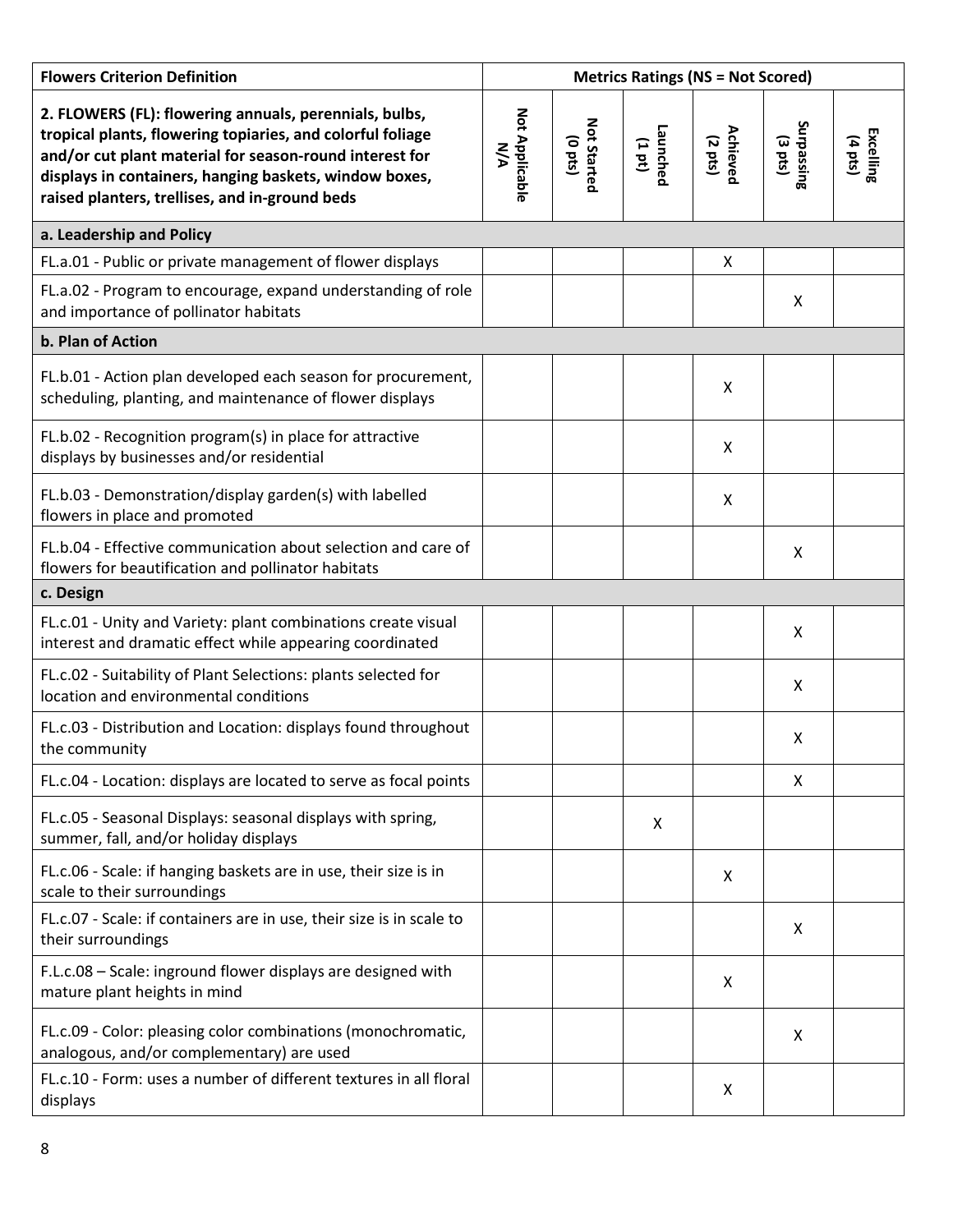| Flowers Criterion Definition | Metrics Ratings (NS = Not Scored) | | | | | |
|---|---|---|---|---|---|---|
| **2. FLOWERS (FL): flowering annuals, perennials, bulbs, tropical plants, flowering topiaries, and colorful foliage and/or cut plant material for season-round interest for displays in containers, hanging baskets, window boxes, raised planters, trellises, and in-ground beds** | **Not Applicable N/A** | **Not Started (0 pts)** | **Launched (1 pt)** | **Achieved (2 pts)** | **Surpassing (3 pts)** | **Excelling (4 pts)** |
| **a. Leadership and Policy** | | | | | | |
| FL.a.01 - Public or private management of flower displays | | | | X | | |
| FL.a.02 - Program to encourage, expand understanding of role and importance of pollinator habitats | | | | | X | |
| **b. Plan of Action** | | | | | | |
| FL.b.01 - Action plan developed each season for procurement, scheduling, planting, and maintenance of flower displays | | | | X | | |
| FL.b.02 - Recognition program(s) in place for attractive displays by businesses and/or residential | | | | X | | |
| FL.b.03 - Demonstration/display garden(s) with labelled flowers in place and promoted | | | | X | | |
| FL.b.04 - Effective communication about selection and care of flowers for beautification and pollinator habitats | | | | | X | |
| **c. Design** | | | | | | |
| FL.c.01 - Unity and Variety: plant combinations create visual interest and dramatic effect while appearing coordinated | | | | | X | |
| FL.c.02 - Suitability of Plant Selections: plants selected for location and environmental conditions | | | | | X | |
| FL.c.03 - Distribution and Location: displays found throughout the community | | | | | X | |
| FL.c.04 - Location: displays are located to serve as focal points | | | | | X | |
| FL.c.05 - Seasonal Displays: seasonal displays with spring, summer, fall, and/or holiday displays | | | X | | | |
| FL.c.06 - Scale: if hanging baskets are in use, their size is in scale to their surroundings | | | | X | | |
| FL.c.07 - Scale: if containers are in use, their size is in scale to their surroundings | | | | | X | |
| F.L.c.08 – Scale: inground flower displays are designed with mature plant heights in mind | | | | X | | |
| FL.c.09 - Color: pleasing color combinations (monochromatic, analogous, and/or complementary) are used | | | | | X | |
| FL.c.10 - Form: uses a number of different textures in all floral displays | | | | X | | |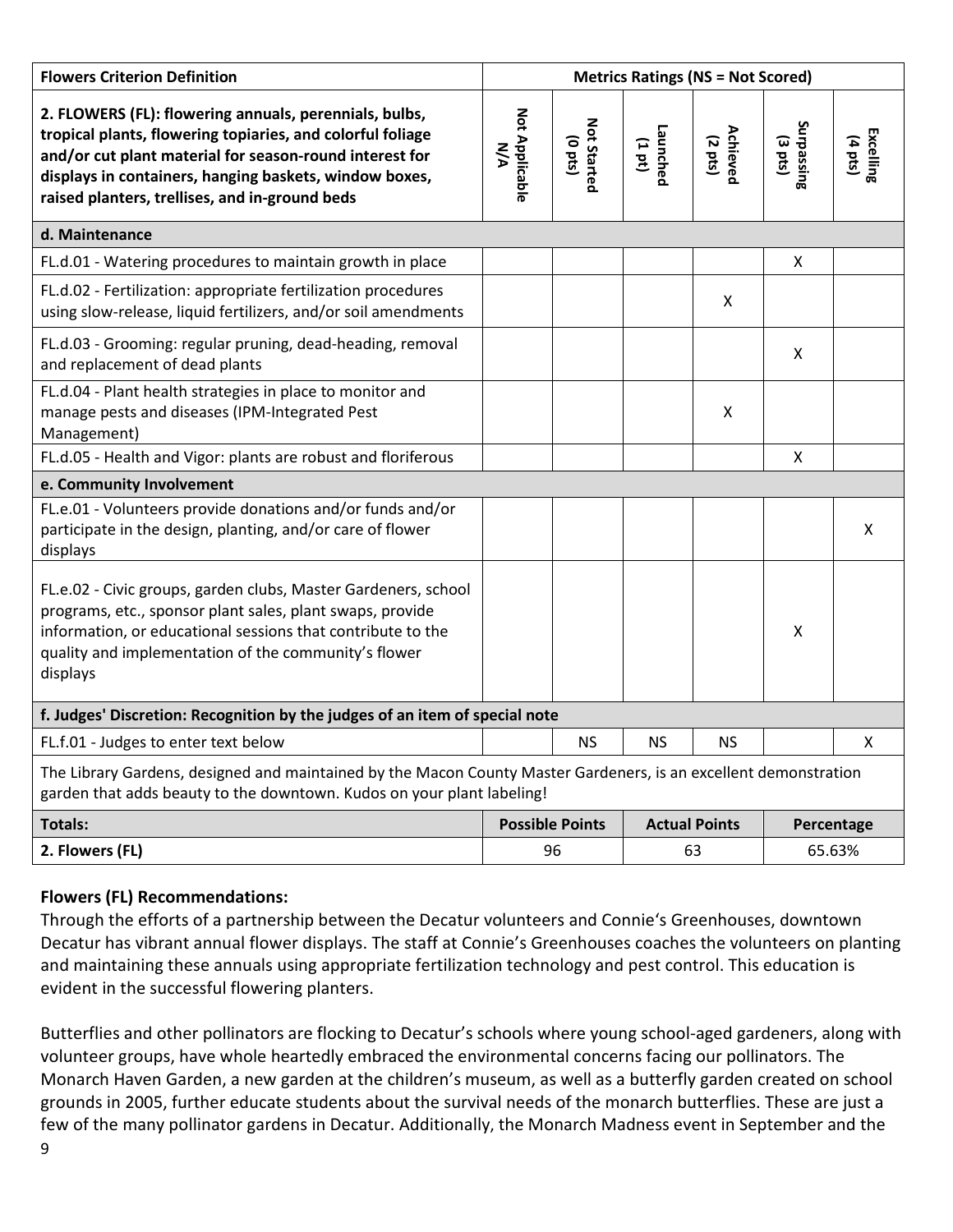| Flowers Criterion Definition | Metrics Ratings (NS = Not Scored) | | | | | |
|---|---|---|---|---|---|---|
| **2. FLOWERS (FL): flowering annuals, perennials, bulbs, tropical plants, flowering topiaries, and colorful foliage and/or cut plant material for season-round interest for displays in containers, hanging baskets, window boxes, raised planters, trellises, and in-ground beds** | Not Applicable N/A | Not Started (0 pts) | Launched (1 pt) | Achieved (2 pts) | Surpassing (3 pts) | Excelling (4 pts) |
| **d. Maintenance** | | | | | | |
| FL.d.01 - Watering procedures to maintain growth in place | | | | | X | |
| FL.d.02 - Fertilization: appropriate fertilization procedures using slow-release, liquid fertilizers, and/or soil amendments | | | | X | | |
| FL.d.03 - Grooming: regular pruning, dead-heading, removal and replacement of dead plants | | | | | X | |
| FL.d.04 - Plant health strategies in place to monitor and manage pests and diseases (IPM-Integrated Pest Management) | | | | X | | |
| FL.d.05 - Health and Vigor: plants are robust and floriferous | | | | | X | |
| **e. Community Involvement** | | | | | | |
| FL.e.01 - Volunteers provide donations and/or funds and/or participate in the design, planting, and/or care of flower displays | | | | | | X |
| FL.e.02 - Civic groups, garden clubs, Master Gardeners, school programs, etc., sponsor plant sales, plant swaps, provide information, or educational sessions that contribute to the quality and implementation of the community's flower displays | | | | | X | |
| **f. Judges' Discretion: Recognition by the judges of an item of special note** | | | | | | |
| FL.f.01 - Judges to enter text below | | NS | NS | NS | | X |
| The Library Gardens, designed and maintained by the Macon County Master Gardeners, is an excellent demonstration garden that adds beauty to the downtown. Kudos on your plant labeling! | | | | | | |
| **Totals:** | **Possible Points** | | **Actual Points** | | **Percentage** | |
| **2. Flowers (FL)** | 96 | | 63 | | 65.63% | |

### Flowers (FL) Recommendations:

Through the efforts of a partnership between the Decatur volunteers and Connie's Greenhouses, downtown Decatur has vibrant annual flower displays. The staff at Connie's Greenhouses coaches the volunteers on planting and maintaining these annuals using appropriate fertilization technology and pest control. This education is evident in the successful flowering planters.

Butterflies and other pollinators are flocking to Decatur's schools where young school-aged gardeners, along with volunteer groups, have whole heartedly embraced the environmental concerns facing our pollinators. The Monarch Haven Garden, a new garden at the children's museum, as well as a butterfly garden created on school grounds in 2005, further educate students about the survival needs of the monarch butterflies. These are just a few of the many pollinator gardens in Decatur. Additionally, the Monarch Madness event in September and the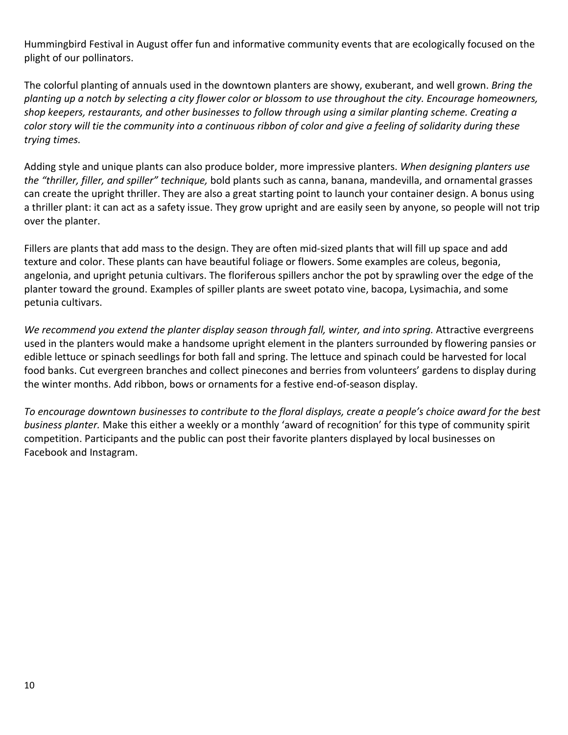Hummingbird Festival in August offer fun and informative community events that are ecologically focused on the plight of our pollinators.

The colorful planting of annuals used in the downtown planters are showy, exuberant, and well grown. *Bring the planting up a notch by selecting a city flower color or blossom to use throughout the city. Encourage homeowners, shop keepers, restaurants, and other businesses to follow through using a similar planting scheme. Creating a color story will tie the community into a continuous ribbon of color and give a feeling of solidarity during these trying times.*

Adding style and unique plants can also produce bolder, more impressive planters. *When designing planters use the "thriller, filler, and spiller" technique,* bold plants such as canna, banana, mandevilla, and ornamental grasses can create the upright thriller. They are also a great starting point to launch your container design. A bonus using a thriller plant: it can act as a safety issue. They grow upright and are easily seen by anyone, so people will not trip over the planter.

Fillers are plants that add mass to the design. They are often mid-sized plants that will fill up space and add texture and color. These plants can have beautiful foliage or flowers. Some examples are coleus, begonia, angelonia, and upright petunia cultivars. The floriferous spillers anchor the pot by sprawling over the edge of the planter toward the ground. Examples of spiller plants are sweet potato vine, bacopa, Lysimachia, and some petunia cultivars.

*We recommend you extend the planter display season through fall, winter, and into spring.* Attractive evergreens used in the planters would make a handsome upright element in the planters surrounded by flowering pansies or edible lettuce or spinach seedlings for both fall and spring. The lettuce and spinach could be harvested for local food banks. Cut evergreen branches and collect pinecones and berries from volunteers' gardens to display during the winter months. Add ribbon, bows or ornaments for a festive end-of-season display.

*To encourage downtown businesses to contribute to the floral displays, create a people's choice award for the best business planter.* Make this either a weekly or a monthly 'award of recognition' for this type of community spirit competition. Participants and the public can post their favorite planters displayed by local businesses on Facebook and Instagram.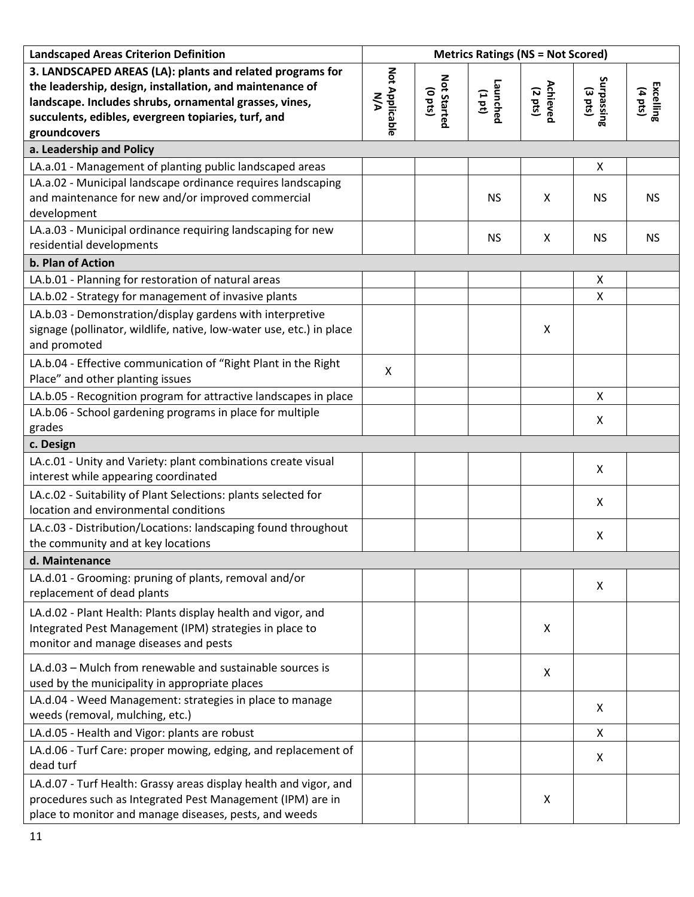| Landscaped Areas Criterion Definition | Metrics Ratings (NS = Not Scored) | | | | | |
|---|---|---|---|---|---|---|
| **3. LANDSCAPED AREAS (LA): plants and related programs for the leadership, design, installation, and maintenance of landscape. Includes shrubs, ornamental grasses, vines, succulents, edibles, evergreen topiaries, turf, and groundcovers** | **Not Applicable N/A** | **Not Started (0 pts)** | **Launched (1 pt)** | **Achieved (2 pts)** | **Surpassing (3 pts)** | **Excelling (4 pts)** |
| **a. Leadership and Policy** | | | | | | |
| LA.a.01 - Management of planting public landscaped areas | | | | | X | |
| LA.a.02 - Municipal landscape ordinance requires landscaping and maintenance for new and/or improved commercial development | | | NS | X | NS | NS |
| LA.a.03 - Municipal ordinance requiring landscaping for new residential developments | | | NS | X | NS | NS |
| **b. Plan of Action** | | | | | | |
| LA.b.01 - Planning for restoration of natural areas | | | | | X | |
| LA.b.02 - Strategy for management of invasive plants | | | | | X | |
| LA.b.03 - Demonstration/display gardens with interpretive signage (pollinator, wildlife, native, low-water use, etc.) in place and promoted | | | | X | | |
| LA.b.04 - Effective communication of "Right Plant in the Right Place" and other planting issues | X | | | | | |
| LA.b.05 - Recognition program for attractive landscapes in place | | | | | X | |
| LA.b.06 - School gardening programs in place for multiple grades | | | | | X | |
| **c. Design** | | | | | | |
| LA.c.01 - Unity and Variety: plant combinations create visual interest while appearing coordinated | | | | | X | |
| LA.c.02 - Suitability of Plant Selections: plants selected for location and environmental conditions | | | | | X | |
| LA.c.03 - Distribution/Locations: landscaping found throughout the community and at key locations | | | | | X | |
| **d. Maintenance** | | | | | | |
| LA.d.01 - Grooming: pruning of plants, removal and/or replacement of dead plants | | | | | X | |
| LA.d.02 - Plant Health: Plants display health and vigor, and Integrated Pest Management (IPM) strategies in place to monitor and manage diseases and pests | | | | X | | |
| LA.d.03 – Mulch from renewable and sustainable sources is used by the municipality in appropriate places | | | | X | | |
| LA.d.04 - Weed Management: strategies in place to manage weeds (removal, mulching, etc.) | | | | | X | |
| LA.d.05 - Health and Vigor: plants are robust | | | | | X | |
| LA.d.06 - Turf Care: proper mowing, edging, and replacement of dead turf | | | | | X | |
| LA.d.07 - Turf Health: Grassy areas display health and vigor, and procedures such as Integrated Pest Management (IPM) are in place to monitor and manage diseases, pests, and weeds | | | | X | | |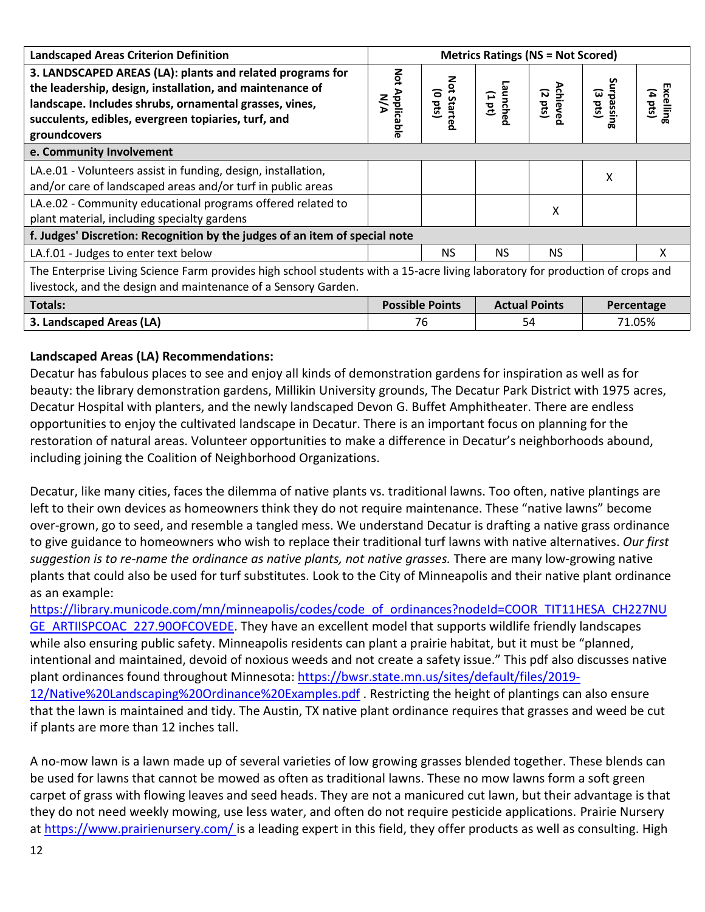| Landscaped Areas Criterion Definition | Metrics Ratings (NS = Not Scored) | | | | | |
|---|---|---|---|---|---|---|
| **3. LANDSCAPED AREAS (LA): plants and related programs for the leadership, design, installation, and maintenance of landscape. Includes shrubs, ornamental grasses, vines, succulents, edibles, evergreen topiaries, turf, and groundcovers** | Not Applicable N/A | Not Started (0 pts) | Launched (1 pt) | Achieved (2 pts) | Surpassing (3 pts) | Excelling (4 pts) |
| **e. Community Involvement** | | | | | | |
| LA.e.01 - Volunteers assist in funding, design, installation, and/or care of landscaped areas and/or turf in public areas | | | | | X | |
| LA.e.02 - Community educational programs offered related to plant material, including specialty gardens | | | | X | | |
| **f. Judges' Discretion: Recognition by the judges of an item of special note** | | | | | | |
| LA.f.01 - Judges to enter text below | | NS | NS | NS | | X |
| The Enterprise Living Science Farm provides high school students with a 15-acre living laboratory for production of crops and livestock, and the design and maintenance of a Sensory Garden. | | | | | | |

| Totals: | Possible Points | Actual Points | Percentage |
|---|---|---|---|
| **3. Landscaped Areas (LA)** | 76 | 54 | 71.05% |

**Landscaped Areas (LA) Recommendations:**

Decatur has fabulous places to see and enjoy all kinds of demonstration gardens for inspiration as well as for beauty: the library demonstration gardens, Millikin University grounds, The Decatur Park District with 1975 acres, Decatur Hospital with planters, and the newly landscaped Devon G. Buffet Amphitheater. There are endless opportunities to enjoy the cultivated landscape in Decatur. There is an important focus on planning for the restoration of natural areas. Volunteer opportunities to make a difference in Decatur's neighborhoods abound, including joining the Coalition of Neighborhood Organizations.

Decatur, like many cities, faces the dilemma of native plants vs. traditional lawns. Too often, native plantings are left to their own devices as homeowners think they do not require maintenance. These "native lawns" become over-grown, go to seed, and resemble a tangled mess. We understand Decatur is drafting a native grass ordinance to give guidance to homeowners who wish to replace their traditional turf lawns with native alternatives. *Our first suggestion is to re-name the ordinance as native plants, not native grasses.* There are many low-growing native plants that could also be used for turf substitutes. Look to the City of Minneapolis and their native plant ordinance as an example: https://library.municode.com/mn/minneapolis/codes/code_of_ordinances?nodeId=COOR_TIT11HESA_CH227NUGE_ARTIISPCOAC_227.90OFCOVEDE. They have an excellent model that supports wildlife friendly landscapes while also ensuring public safety. Minneapolis residents can plant a prairie habitat, but it must be "planned, intentional and maintained, devoid of noxious weeds and not create a safety issue." This pdf also discusses native plant ordinances found throughout Minnesota: https://bwsr.state.mn.us/sites/default/files/2019-12/Native%20Landscaping%20Ordinance%20Examples.pdf . Restricting the height of plantings can also ensure that the lawn is maintained and tidy. The Austin, TX native plant ordinance requires that grasses and weed be cut if plants are more than 12 inches tall.

A no-mow lawn is a lawn made up of several varieties of low growing grasses blended together. These blends can be used for lawns that cannot be mowed as often as traditional lawns. These no mow lawns form a soft green carpet of grass with flowing leaves and seed heads. They are not a manicured cut lawn, but their advantage is that they do not need weekly mowing, use less water, and often do not require pesticide applications. Prairie Nursery at https://www.prairienursery.com/ is a leading expert in this field, they offer products as well as consulting. High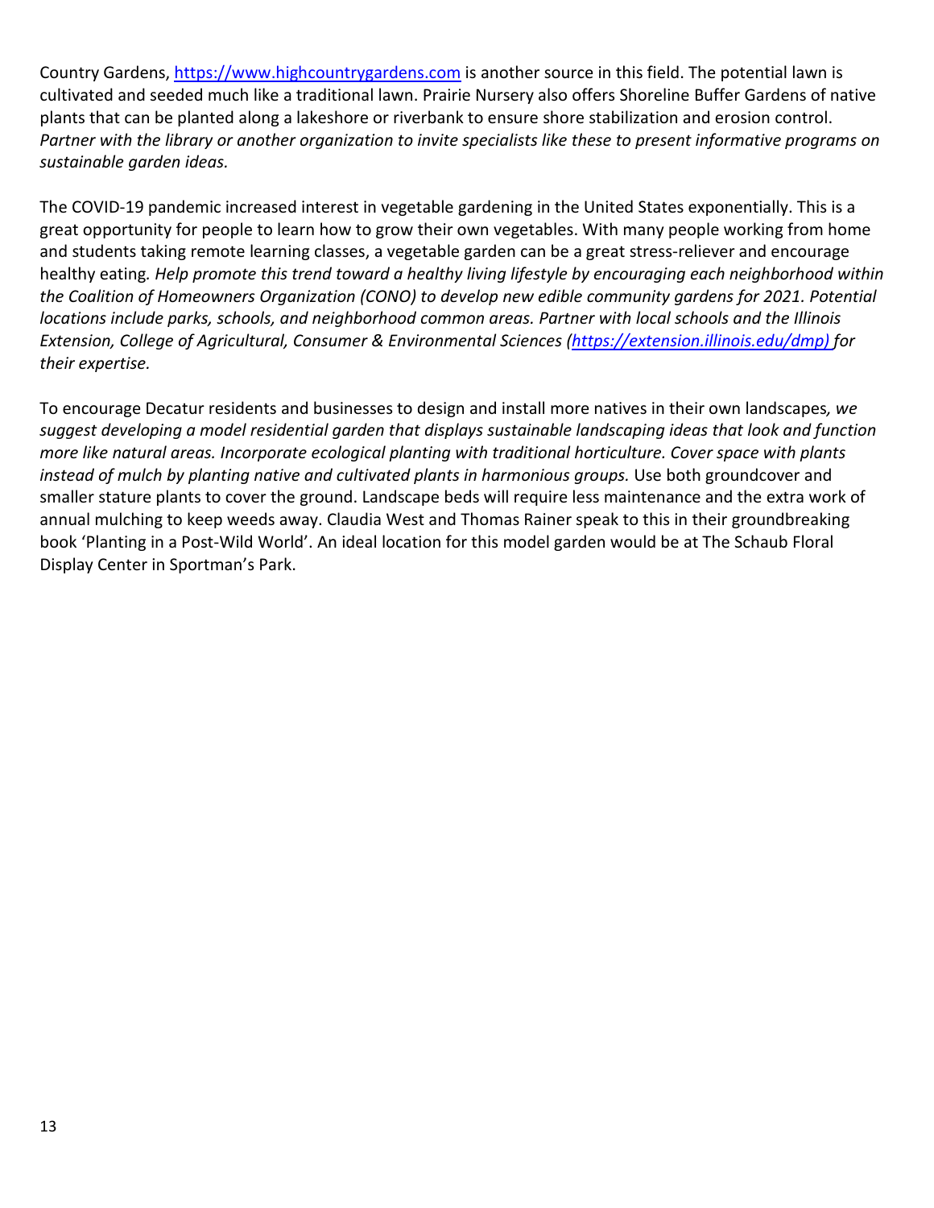Country Gardens, [https://www.highcountrygardens.com](https://www.highcountrygardens.com) is another source in this field. The potential lawn is cultivated and seeded much like a traditional lawn. Prairie Nursery also offers Shoreline Buffer Gardens of native plants that can be planted along a lakeshore or riverbank to ensure shore stabilization and erosion control. *Partner with the library or another organization to invite specialists like these to present informative programs on sustainable garden ideas.*

The COVID-19 pandemic increased interest in vegetable gardening in the United States exponentially. This is a great opportunity for people to learn how to grow their own vegetables. With many people working from home and students taking remote learning classes, a vegetable garden can be a great stress-reliever and encourage healthy eating. *Help promote this trend toward a healthy living lifestyle by encouraging each neighborhood within the Coalition of Homeowners Organization (CONO) to develop new edible community gardens for 2021. Potential locations include parks, schools, and neighborhood common areas. Partner with local schools and the Illinois Extension, College of Agricultural, Consumer & Environmental Sciences ([https://extension.illinois.edu/dmp)](https://extension.illinois.edu/dmp) for their expertise.*

To encourage Decatur residents and businesses to design and install more natives in their own landscapes*, we suggest developing a model residential garden that displays sustainable landscaping ideas that look and function more like natural areas. Incorporate ecological planting with traditional horticulture. Cover space with plants instead of mulch by planting native and cultivated plants in harmonious groups.* Use both groundcover and smaller stature plants to cover the ground. Landscape beds will require less maintenance and the extra work of annual mulching to keep weeds away. Claudia West and Thomas Rainer speak to this in their groundbreaking book 'Planting in a Post-Wild World'. An ideal location for this model garden would be at The Schaub Floral Display Center in Sportman's Park.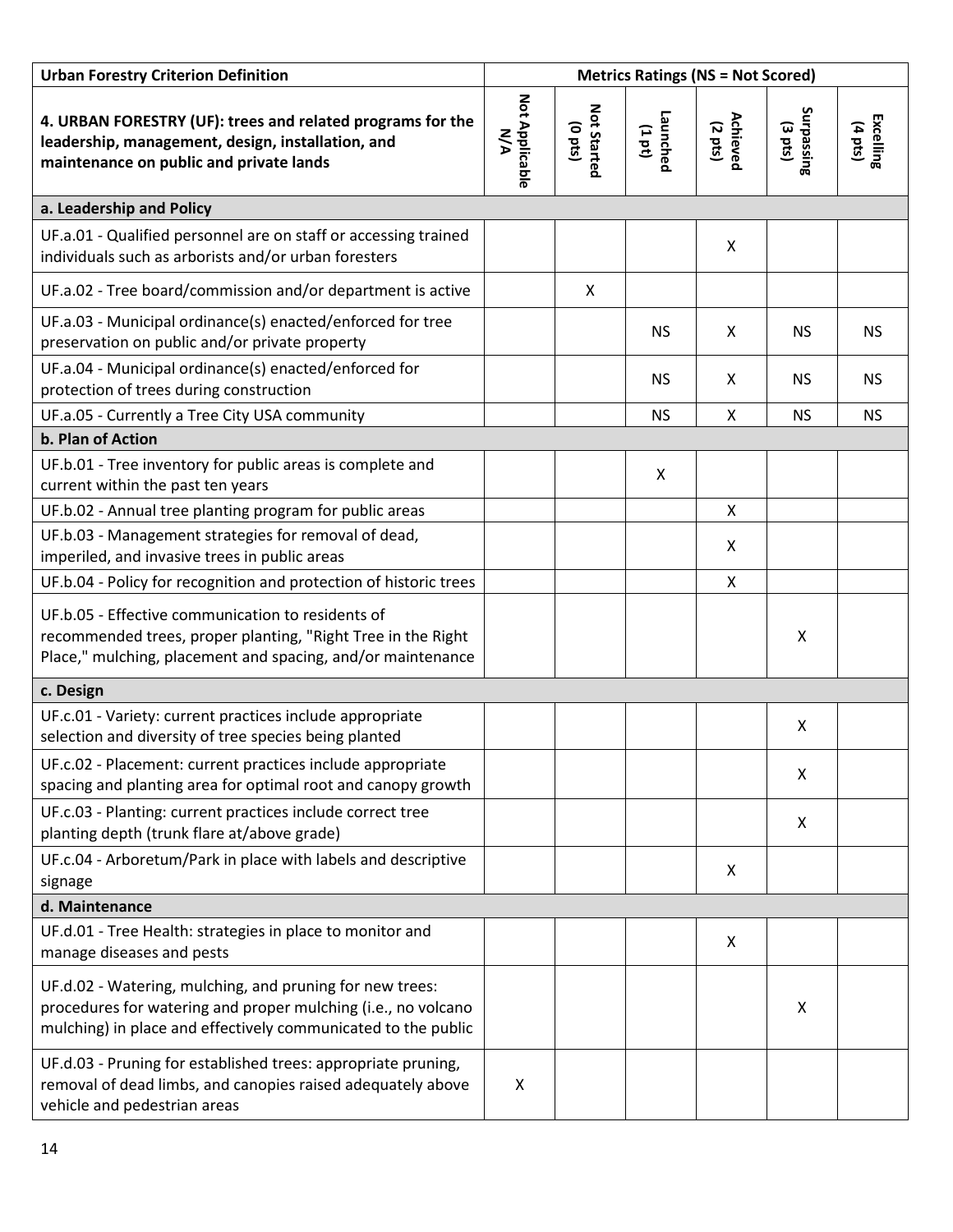| Urban Forestry Criterion Definition | Metrics Ratings (NS = Not Scored) | | | | | |
|---|---|---|---|---|---|---|
| **4. URBAN FORESTRY (UF): trees and related programs for the leadership, management, design, installation, and maintenance on public and private lands** | **Not Applicable N/A** | **Not Started (0 pts)** | **Launched (1 pt)** | **Achieved (2 pts)** | **Surpassing (3 pts)** | **Excelling (4 pts)** |
| **a. Leadership and Policy** | | | | | | |
| UF.a.01 - Qualified personnel are on staff or accessing trained individuals such as arborists and/or urban foresters | | | | X | | |
| UF.a.02 - Tree board/commission and/or department is active | | X | | | | |
| UF.a.03 - Municipal ordinance(s) enacted/enforced for tree preservation on public and/or private property | | | NS | X | NS | NS |
| UF.a.04 - Municipal ordinance(s) enacted/enforced for protection of trees during construction | | | NS | X | NS | NS |
| UF.a.05 - Currently a Tree City USA community | | | NS | X | NS | NS |
| **b. Plan of Action** | | | | | | |
| UF.b.01 - Tree inventory for public areas is complete and current within the past ten years | | | X | | | |
| UF.b.02 - Annual tree planting program for public areas | | | | X | | |
| UF.b.03 - Management strategies for removal of dead, imperiled, and invasive trees in public areas | | | | X | | |
| UF.b.04 - Policy for recognition and protection of historic trees | | | | X | | |
| UF.b.05 - Effective communication to residents of recommended trees, proper planting, "Right Tree in the Right Place," mulching, placement and spacing, and/or maintenance | | | | | X | |
| **c. Design** | | | | | | |
| UF.c.01 - Variety: current practices include appropriate selection and diversity of tree species being planted | | | | | X | |
| UF.c.02 - Placement: current practices include appropriate spacing and planting area for optimal root and canopy growth | | | | | X | |
| UF.c.03 - Planting: current practices include correct tree planting depth (trunk flare at/above grade) | | | | | X | |
| UF.c.04 - Arboretum/Park in place with labels and descriptive signage | | | | X | | |
| **d. Maintenance** | | | | | | |
| UF.d.01 - Tree Health: strategies in place to monitor and manage diseases and pests | | | | X | | |
| UF.d.02 - Watering, mulching, and pruning for new trees: procedures for watering and proper mulching (i.e., no volcano mulching) in place and effectively communicated to the public | | | | | X | |
| UF.d.03 - Pruning for established trees: appropriate pruning, removal of dead limbs, and canopies raised adequately above vehicle and pedestrian areas | X | | | | | |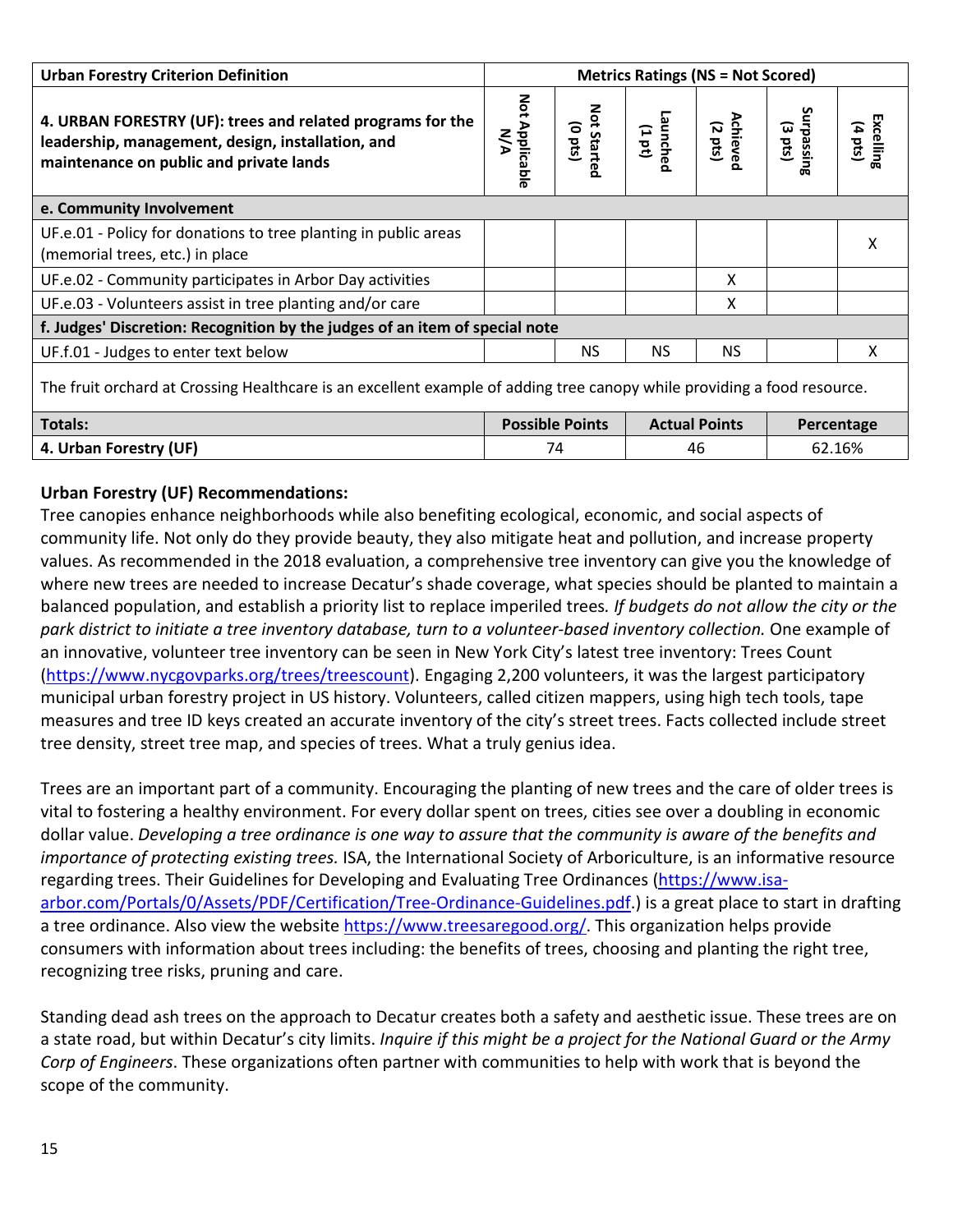| Urban Forestry Criterion Definition | Metrics Ratings (NS = Not Scored) | | | | | |
|---|---|---|---|---|---|---|
| **4. URBAN FORESTRY (UF): trees and related programs for the leadership, management, design, installation, and maintenance on public and private lands** | **Not Applicable N/A** | **Not Started (0 pts)** | **Launched (1 pt)** | **Achieved (2 pts)** | **Surpassing (3 pts)** | **Excelling (4 pts)** |
| **e. Community Involvement** | | | | | | |
| UF.e.01 - Policy for donations to tree planting in public areas (memorial trees, etc.) in place | | | | | | X |
| UF.e.02 - Community participates in Arbor Day activities | | | | X | | |
| UF.e.03 - Volunteers assist in tree planting and/or care | | | | X | | |
| **f. Judges' Discretion: Recognition by the judges of an item of special note** | | | | | | |
| UF.f.01 - Judges to enter text below | | NS | NS | NS | | X |
| The fruit orchard at Crossing Healthcare is an excellent example of adding tree canopy while providing a food resource. | | | | | | |
| **Totals:** | **Possible Points** | | **Actual Points** | | **Percentage** | |
| **4. Urban Forestry (UF)** | 74 | | 46 | | 62.16% | |

**Urban Forestry (UF) Recommendations:**

Tree canopies enhance neighborhoods while also benefiting ecological, economic, and social aspects of community life. Not only do they provide beauty, they also mitigate heat and pollution, and increase property values. As recommended in the 2018 evaluation, a comprehensive tree inventory can give you the knowledge of where new trees are needed to increase Decatur's shade coverage, what species should be planted to maintain a balanced population, and establish a priority list to replace imperiled trees. *If budgets do not allow the city or the park district to initiate a tree inventory database, turn to a volunteer-based inventory collection.* One example of an innovative, volunteer tree inventory can be seen in New York City's latest tree inventory: Trees Count (https://www.nycgovparks.org/trees/treescount). Engaging 2,200 volunteers, it was the largest participatory municipal urban forestry project in US history. Volunteers, called citizen mappers, using high tech tools, tape measures and tree ID keys created an accurate inventory of the city's street trees. Facts collected include street tree density, street tree map, and species of trees. What a truly genius idea.

Trees are an important part of a community. Encouraging the planting of new trees and the care of older trees is vital to fostering a healthy environment. For every dollar spent on trees, cities see over a doubling in economic dollar value. *Developing a tree ordinance is one way to assure that the community is aware of the benefits and importance of protecting existing trees.* ISA, the International Society of Arboriculture, is an informative resource regarding trees. Their Guidelines for Developing and Evaluating Tree Ordinances (https://www.isa-arbor.com/Portals/0/Assets/PDF/Certification/Tree-Ordinance-Guidelines.pdf.) is a great place to start in drafting a tree ordinance. Also view the website https://www.treesaregood.org/. This organization helps provide consumers with information about trees including: the benefits of trees, choosing and planting the right tree, recognizing tree risks, pruning and care.

Standing dead ash trees on the approach to Decatur creates both a safety and aesthetic issue. These trees are on a state road, but within Decatur's city limits. *Inquire if this might be a project for the National Guard or the Army Corp of Engineers*. These organizations often partner with communities to help with work that is beyond the scope of the community.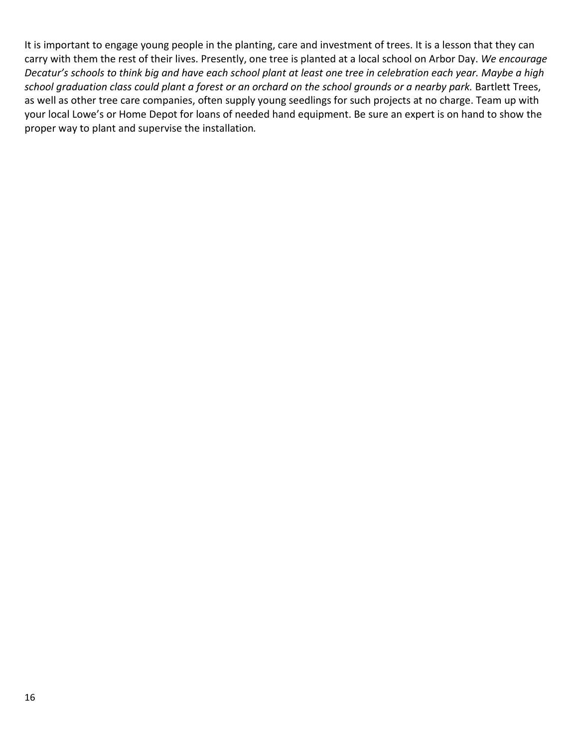It is important to engage young people in the planting, care and investment of trees. It is a lesson that they can carry with them the rest of their lives. Presently, one tree is planted at a local school on Arbor Day. *We encourage Decatur's schools to think big and have each school plant at least one tree in celebration each year. Maybe a high school graduation class could plant a forest or an orchard on the school grounds or a nearby park.* Bartlett Trees, as well as other tree care companies, often supply young seedlings for such projects at no charge. Team up with your local Lowe's or Home Depot for loans of needed hand equipment. Be sure an expert is on hand to show the proper way to plant and supervise the installation.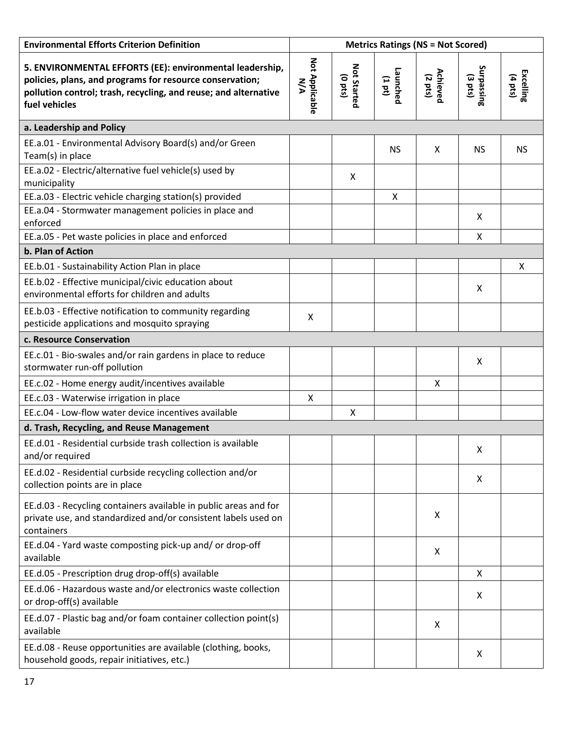| Environmental Efforts Criterion Definition | Metrics Ratings (NS = Not Scored) | | | | | |
|---|---|---|---|---|---|---|
| **5. ENVIRONMENTAL EFFORTS (EE): environmental leadership, policies, plans, and programs for resource conservation; pollution control; trash, recycling, and reuse; and alternative fuel vehicles** | **Not Applicable N/A** | **Not Started (0 pts)** | **Launched (1 pt)** | **Achieved (2 pts)** | **Surpassing (3 pts)** | **Excelling (4 pts)** |
| **a. Leadership and Policy** | | | | | | |
| EE.a.01 - Environmental Advisory Board(s) and/or Green Team(s) in place | | | NS | X | NS | NS |
| EE.a.02 - Electric/alternative fuel vehicle(s) used by municipality | | X | | | | |
| EE.a.03 - Electric vehicle charging station(s) provided | | | X | | | |
| EE.a.04 - Stormwater management policies in place and enforced | | | | | X | |
| EE.a.05 - Pet waste policies in place and enforced | | | | | X | |
| **b. Plan of Action** | | | | | | |
| EE.b.01 - Sustainability Action Plan in place | | | | | | X |
| EE.b.02 - Effective municipal/civic education about environmental efforts for children and adults | | | | | X | |
| EE.b.03 - Effective notification to community regarding pesticide applications and mosquito spraying | X | | | | | |
| **c. Resource Conservation** | | | | | | |
| EE.c.01 - Bio-swales and/or rain gardens in place to reduce stormwater run-off pollution | | | | | X | |
| EE.c.02 - Home energy audit/incentives available | | | | X | | |
| EE.c.03 - Waterwise irrigation in place | X | | | | | |
| EE.c.04 - Low-flow water device incentives available | | X | | | | |
| **d. Trash, Recycling, and Reuse Management** | | | | | | |
| EE.d.01 - Residential curbside trash collection is available and/or required | | | | | X | |
| EE.d.02 - Residential curbside recycling collection and/or collection points are in place | | | | | X | |
| EE.d.03 - Recycling containers available in public areas and for private use, and standardized and/or consistent labels used on containers | | | | X | | |
| EE.d.04 - Yard waste composting pick-up and/ or drop-off available | | | | X | | |
| EE.d.05 - Prescription drug drop-off(s) available | | | | | X | |
| EE.d.06 - Hazardous waste and/or electronics waste collection or drop-off(s) available | | | | | X | |
| EE.d.07 - Plastic bag and/or foam container collection point(s) available | | | | X | | |
| EE.d.08 - Reuse opportunities are available (clothing, books, household goods, repair initiatives, etc.) | | | | | X | |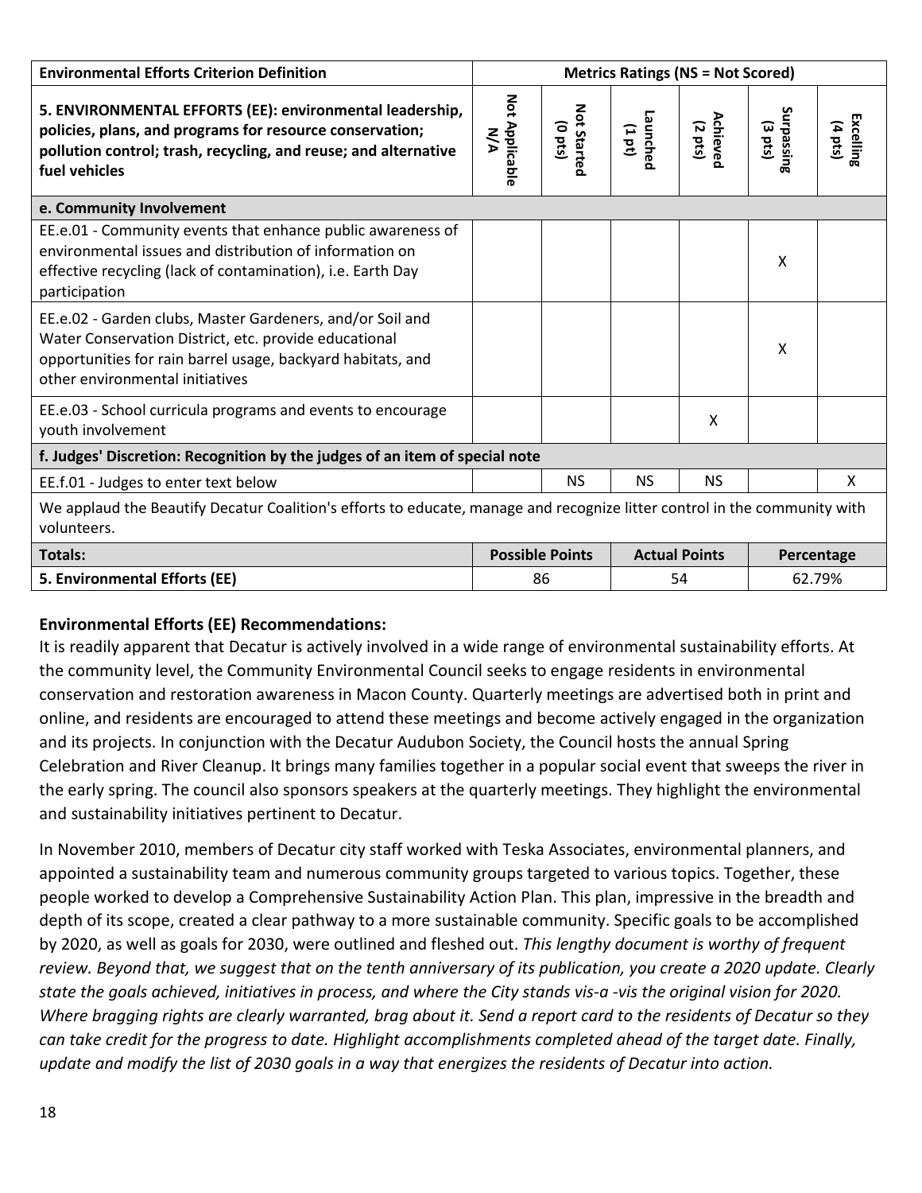| Environmental Efforts Criterion Definition | Metrics Ratings (NS = Not Scored) | | | | | |
|---|---|---|---|---|---|---|
| **5. ENVIRONMENTAL EFFORTS (EE): environmental leadership, policies, plans, and programs for resource conservation; pollution control; trash, recycling, and reuse; and alternative fuel vehicles** | Not Applicable N/A | Not Started (0 pts) | Launched (1 pt) | Achieved (2 pts) | Surpassing (3 pts) | Excelling (4 pts) |
| **e. Community Involvement** | | | | | | |
| EE.e.01 - Community events that enhance public awareness of environmental issues and distribution of information on effective recycling (lack of contamination), i.e. Earth Day participation | | | | | X | |
| EE.e.02 - Garden clubs, Master Gardeners, and/or Soil and Water Conservation District, etc. provide educational opportunities for rain barrel usage, backyard habitats, and other environmental initiatives | | | | | X | |
| EE.e.03 - School curricula programs and events to encourage youth involvement | | | | X | | |
| **f. Judges' Discretion: Recognition by the judges of an item of special note** | | | | | | |
| EE.f.01 - Judges to enter text below | | NS | NS | NS | | X |
| We applaud the Beautify Decatur Coalition's efforts to educate, manage and recognize litter control in the community with volunteers. | | | | | | |
| **Totals:** | **Possible Points** | | **Actual Points** | | **Percentage** | |
| **5. Environmental Efforts (EE)** | 86 | | 54 | | 62.79% | |

**Environmental Efforts (EE) Recommendations:**

It is readily apparent that Decatur is actively involved in a wide range of environmental sustainability efforts. At the community level, the Community Environmental Council seeks to engage residents in environmental conservation and restoration awareness in Macon County. Quarterly meetings are advertised both in print and online, and residents are encouraged to attend these meetings and become actively engaged in the organization and its projects. In conjunction with the Decatur Audubon Society, the Council hosts the annual Spring Celebration and River Cleanup. It brings many families together in a popular social event that sweeps the river in the early spring. The council also sponsors speakers at the quarterly meetings. They highlight the environmental and sustainability initiatives pertinent to Decatur.

In November 2010, members of Decatur city staff worked with Teska Associates, environmental planners, and appointed a sustainability team and numerous community groups targeted to various topics. Together, these people worked to develop a Comprehensive Sustainability Action Plan. This plan, impressive in the breadth and depth of its scope, created a clear pathway to a more sustainable community. Specific goals to be accomplished by 2020, as well as goals for 2030, were outlined and fleshed out. *This lengthy document is worthy of frequent review. Beyond that, we suggest that on the tenth anniversary of its publication, you create a 2020 update. Clearly state the goals achieved, initiatives in process, and where the City stands vis-a -vis the original vision for 2020. Where bragging rights are clearly warranted, brag about it. Send a report card to the residents of Decatur so they can take credit for the progress to date. Highlight accomplishments completed ahead of the target date. Finally, update and modify the list of 2030 goals in a way that energizes the residents of Decatur into action.*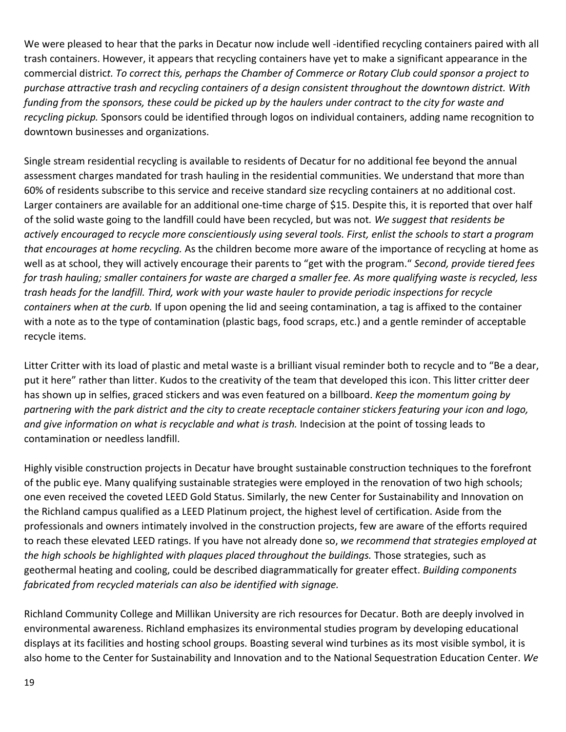We were pleased to hear that the parks in Decatur now include well -identified recycling containers paired with all trash containers. However, it appears that recycling containers have yet to make a significant appearance in the commercial district*. To correct this, perhaps the Chamber of Commerce or Rotary Club could sponsor a project to purchase attractive trash and recycling containers of a design consistent throughout the downtown district. With funding from the sponsors, these could be picked up by the haulers under contract to the city for waste and recycling pickup.* Sponsors could be identified through logos on individual containers, adding name recognition to downtown businesses and organizations.

Single stream residential recycling is available to residents of Decatur for no additional fee beyond the annual assessment charges mandated for trash hauling in the residential communities. We understand that more than 60% of residents subscribe to this service and receive standard size recycling containers at no additional cost. Larger containers are available for an additional one-time charge of $15. Despite this, it is reported that over half of the solid waste going to the landfill could have been recycled, but was not*. We suggest that residents be actively encouraged to recycle more conscientiously using several tools. First, enlist the schools to start a program that encourages at home recycling.* As the children become more aware of the importance of recycling at home as well as at school, they will actively encourage their parents to "get with the program." *Second, provide tiered fees for trash hauling; smaller containers for waste are charged a smaller fee. As more qualifying waste is recycled, less trash heads for the landfill. Third, work with your waste hauler to provide periodic inspections for recycle containers when at the curb.* If upon opening the lid and seeing contamination, a tag is affixed to the container with a note as to the type of contamination (plastic bags, food scraps, etc.) and a gentle reminder of acceptable recycle items.

Litter Critter with its load of plastic and metal waste is a brilliant visual reminder both to recycle and to "Be a dear, put it here" rather than litter. Kudos to the creativity of the team that developed this icon. This litter critter deer has shown up in selfies, graced stickers and was even featured on a billboard. *Keep the momentum going by partnering with the park district and the city to create receptacle container stickers featuring your icon and logo, and give information on what is recyclable and what is trash.* Indecision at the point of tossing leads to contamination or needless landfill.

Highly visible construction projects in Decatur have brought sustainable construction techniques to the forefront of the public eye. Many qualifying sustainable strategies were employed in the renovation of two high schools; one even received the coveted LEED Gold Status. Similarly, the new Center for Sustainability and Innovation on the Richland campus qualified as a LEED Platinum project, the highest level of certification. Aside from the professionals and owners intimately involved in the construction projects, few are aware of the efforts required to reach these elevated LEED ratings. If you have not already done so, *we recommend that strategies employed at the high schools be highlighted with plaques placed throughout the buildings.* Those strategies, such as geothermal heating and cooling, could be described diagrammatically for greater effect. *Building components fabricated from recycled materials can also be identified with signage.*

Richland Community College and Millikan University are rich resources for Decatur. Both are deeply involved in environmental awareness. Richland emphasizes its environmental studies program by developing educational displays at its facilities and hosting school groups. Boasting several wind turbines as its most visible symbol, it is also home to the Center for Sustainability and Innovation and to the National Sequestration Education Center. *We*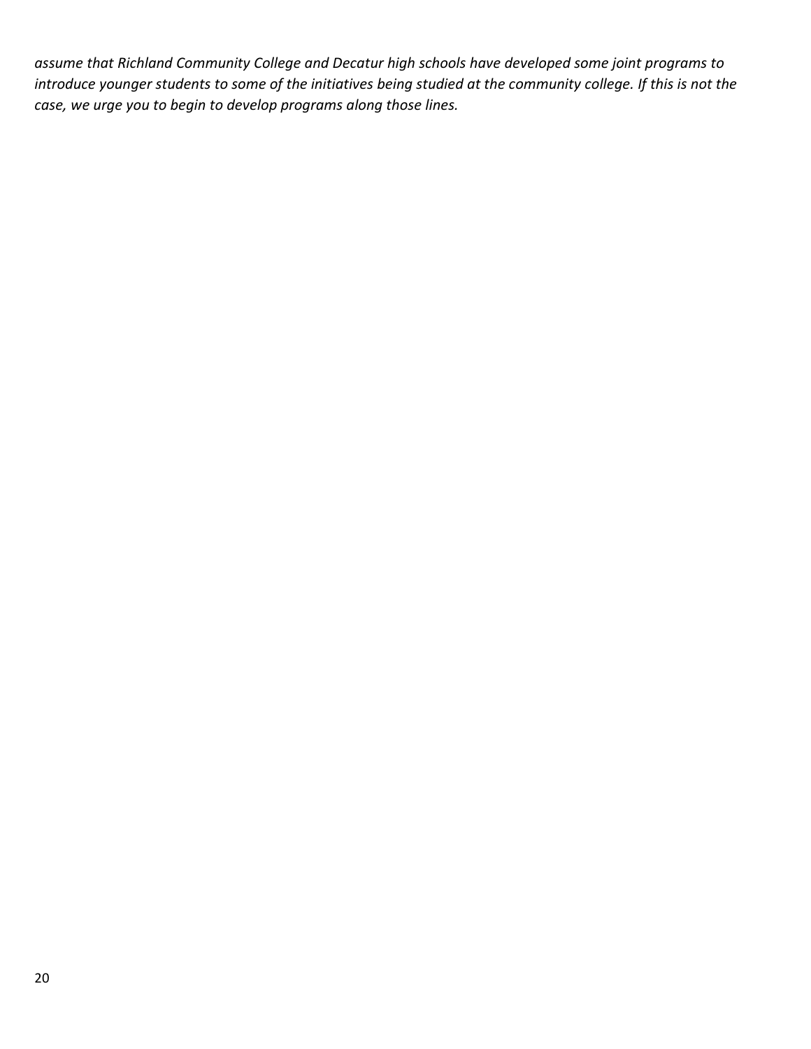*assume that Richland Community College and Decatur high schools have developed some joint programs to introduce younger students to some of the initiatives being studied at the community college. If this is not the case, we urge you to begin to develop programs along those lines.*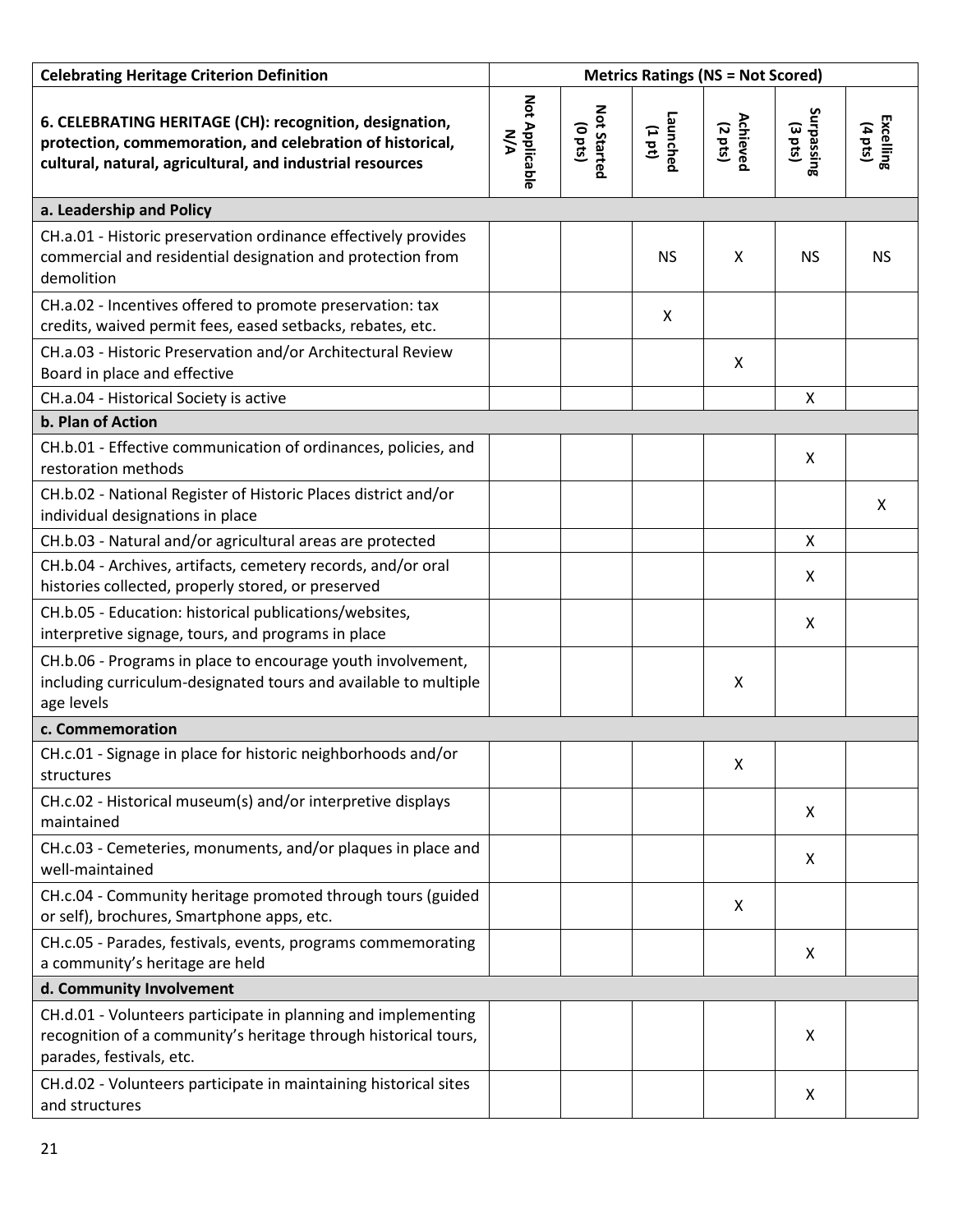| Celebrating Heritage Criterion Definition | Metrics Ratings (NS = Not Scored) | | | | | |
|---|---|---|---|---|---|---|
| **6. CELEBRATING HERITAGE (CH): recognition, designation, protection, commemoration, and celebration of historical, cultural, natural, agricultural, and industrial resources** | **Not Applicable N/A** | **Not Started (0 pts)** | **Launched (1 pt)** | **Achieved (2 pts)** | **Surpassing (3 pts)** | **Excelling (4 pts)** |
| **a. Leadership and Policy** | | | | | | |
| CH.a.01 - Historic preservation ordinance effectively provides commercial and residential designation and protection from demolition | | | NS | X | NS | NS |
| CH.a.02 - Incentives offered to promote preservation: tax credits, waived permit fees, eased setbacks, rebates, etc. | | | X | | | |
| CH.a.03 - Historic Preservation and/or Architectural Review Board in place and effective | | | | X | | |
| CH.a.04 - Historical Society is active | | | | | X | |
| **b. Plan of Action** | | | | | | |
| CH.b.01 - Effective communication of ordinances, policies, and restoration methods | | | | | X | |
| CH.b.02 - National Register of Historic Places district and/or individual designations in place | | | | | | X |
| CH.b.03 - Natural and/or agricultural areas are protected | | | | | X | |
| CH.b.04 - Archives, artifacts, cemetery records, and/or oral histories collected, properly stored, or preserved | | | | | X | |
| CH.b.05 - Education: historical publications/websites, interpretive signage, tours, and programs in place | | | | | X | |
| CH.b.06 - Programs in place to encourage youth involvement, including curriculum-designated tours and available to multiple age levels | | | | X | | |
| **c. Commemoration** | | | | | | |
| CH.c.01 - Signage in place for historic neighborhoods and/or structures | | | | X | | |
| CH.c.02 - Historical museum(s) and/or interpretive displays maintained | | | | | X | |
| CH.c.03 - Cemeteries, monuments, and/or plaques in place and well-maintained | | | | | X | |
| CH.c.04 - Community heritage promoted through tours (guided or self), brochures, Smartphone apps, etc. | | | | X | | |
| CH.c.05 - Parades, festivals, events, programs commemorating a community's heritage are held | | | | | X | |
| **d. Community Involvement** | | | | | | |
| CH.d.01 - Volunteers participate in planning and implementing recognition of a community's heritage through historical tours, parades, festivals, etc. | | | | | X | |
| CH.d.02 - Volunteers participate in maintaining historical sites and structures | | | | | X | |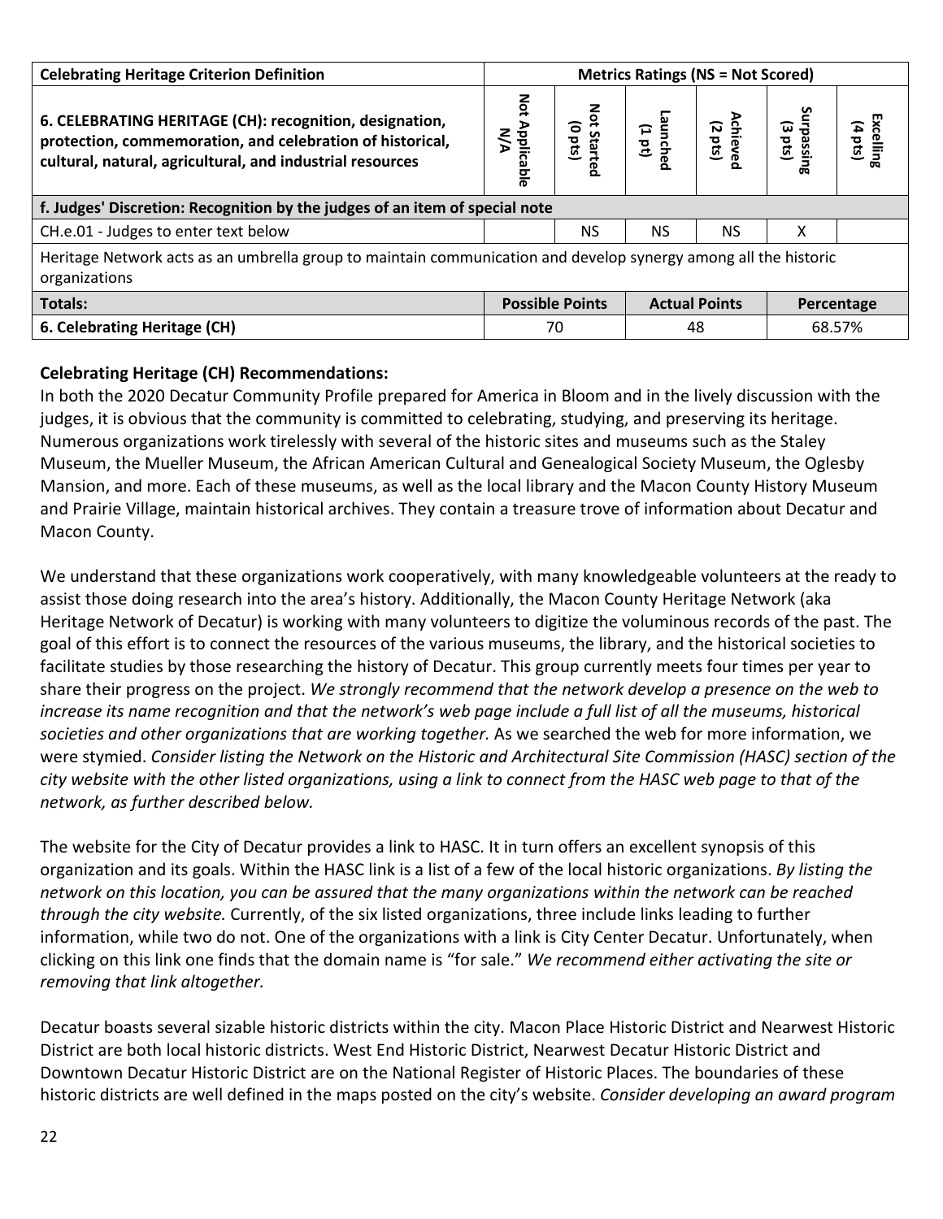| Celebrating Heritage Criterion Definition | Metrics Ratings (NS = Not Scored) | | | | | |
|---|---|---|---|---|---|---|
| **6. CELEBRATING HERITAGE (CH): recognition, designation, protection, commemoration, and celebration of historical, cultural, natural, agricultural, and industrial resources** | Not Applicable N/A | Not Started (0 pts) | Launched (1 pt) | Achieved (2 pts) | Surpassing (3 pts) | Excelling (4 pts) |
| **f. Judges' Discretion: Recognition by the judges of an item of special note** | | | | | | |
| CH.e.01 - Judges to enter text below | | NS | NS | NS | X | |
| Heritage Network acts as an umbrella group to maintain communication and develop synergy among all the historic organizations | | | | | | |
| **Totals:** | **Possible Points** | | **Actual Points** | | **Percentage** | |
| **6. Celebrating Heritage (CH)** | 70 | | 48 | | 68.57% | |

**Celebrating Heritage (CH) Recommendations:**

In both the 2020 Decatur Community Profile prepared for America in Bloom and in the lively discussion with the judges, it is obvious that the community is committed to celebrating, studying, and preserving its heritage. Numerous organizations work tirelessly with several of the historic sites and museums such as the Staley Museum, the Mueller Museum, the African American Cultural and Genealogical Society Museum, the Oglesby Mansion, and more. Each of these museums, as well as the local library and the Macon County History Museum and Prairie Village, maintain historical archives. They contain a treasure trove of information about Decatur and Macon County.

We understand that these organizations work cooperatively, with many knowledgeable volunteers at the ready to assist those doing research into the area's history. Additionally, the Macon County Heritage Network (aka Heritage Network of Decatur) is working with many volunteers to digitize the voluminous records of the past. The goal of this effort is to connect the resources of the various museums, the library, and the historical societies to facilitate studies by those researching the history of Decatur. This group currently meets four times per year to share their progress on the project. *We strongly recommend that the network develop a presence on the web to increase its name recognition and that the network's web page include a full list of all the museums, historical societies and other organizations that are working together.* As we searched the web for more information, we were stymied. *Consider listing the Network on the Historic and Architectural Site Commission (HASC) section of the city website with the other listed organizations, using a link to connect from the HASC web page to that of the network, as further described below.*

The website for the City of Decatur provides a link to HASC. It in turn offers an excellent synopsis of this organization and its goals. Within the HASC link is a list of a few of the local historic organizations. *By listing the network on this location, you can be assured that the many organizations within the network can be reached through the city website.* Currently, of the six listed organizations, three include links leading to further information, while two do not. One of the organizations with a link is City Center Decatur. Unfortunately, when clicking on this link one finds that the domain name is "for sale." *We recommend either activating the site or removing that link altogether.*

Decatur boasts several sizable historic districts within the city. Macon Place Historic District and Nearwest Historic District are both local historic districts. West End Historic District, Nearwest Decatur Historic District and Downtown Decatur Historic District are on the National Register of Historic Places. The boundaries of these historic districts are well defined in the maps posted on the city's website. *Consider developing an award program*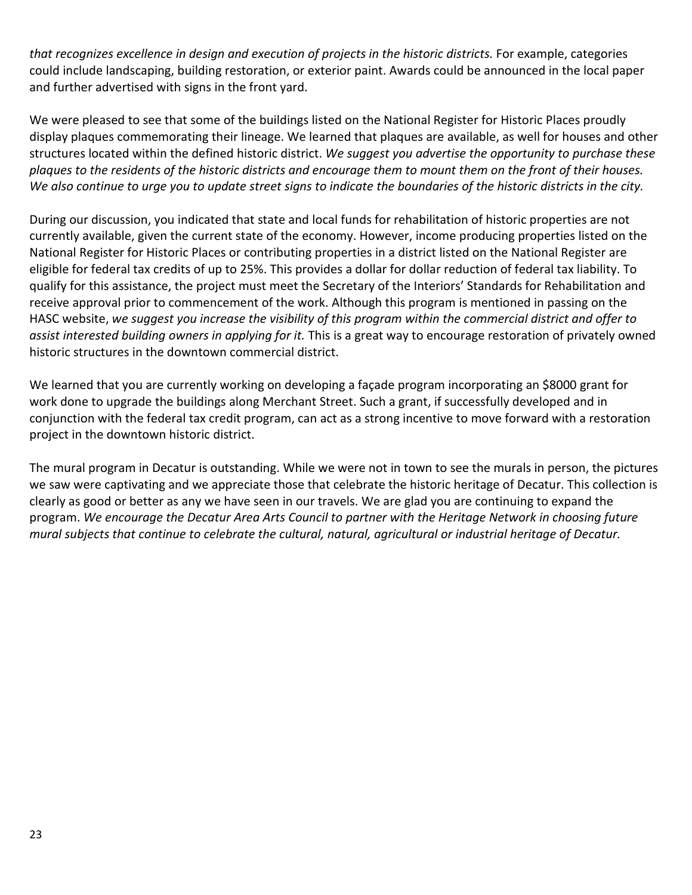*that recognizes excellence in design and execution of projects in the historic districts.* For example, categories could include landscaping, building restoration, or exterior paint. Awards could be announced in the local paper and further advertised with signs in the front yard.

We were pleased to see that some of the buildings listed on the National Register for Historic Places proudly display plaques commemorating their lineage. We learned that plaques are available, as well for houses and other structures located within the defined historic district. *We suggest you advertise the opportunity to purchase these plaques to the residents of the historic districts and encourage them to mount them on the front of their houses. We also continue to urge you to update street signs to indicate the boundaries of the historic districts in the city.*

During our discussion, you indicated that state and local funds for rehabilitation of historic properties are not currently available, given the current state of the economy. However, income producing properties listed on the National Register for Historic Places or contributing properties in a district listed on the National Register are eligible for federal tax credits of up to 25%. This provides a dollar for dollar reduction of federal tax liability. To qualify for this assistance, the project must meet the Secretary of the Interiors' Standards for Rehabilitation and receive approval prior to commencement of the work. Although this program is mentioned in passing on the HASC website, *we suggest you increase the visibility of this program within the commercial district and offer to assist interested building owners in applying for it.* This is a great way to encourage restoration of privately owned historic structures in the downtown commercial district.

We learned that you are currently working on developing a façade program incorporating an $8000 grant for work done to upgrade the buildings along Merchant Street. Such a grant, if successfully developed and in conjunction with the federal tax credit program, can act as a strong incentive to move forward with a restoration project in the downtown historic district.

The mural program in Decatur is outstanding. While we were not in town to see the murals in person, the pictures we saw were captivating and we appreciate those that celebrate the historic heritage of Decatur. This collection is clearly as good or better as any we have seen in our travels. We are glad you are continuing to expand the program. *We encourage the Decatur Area Arts Council to partner with the Heritage Network in choosing future mural subjects that continue to celebrate the cultural, natural, agricultural or industrial heritage of Decatur.*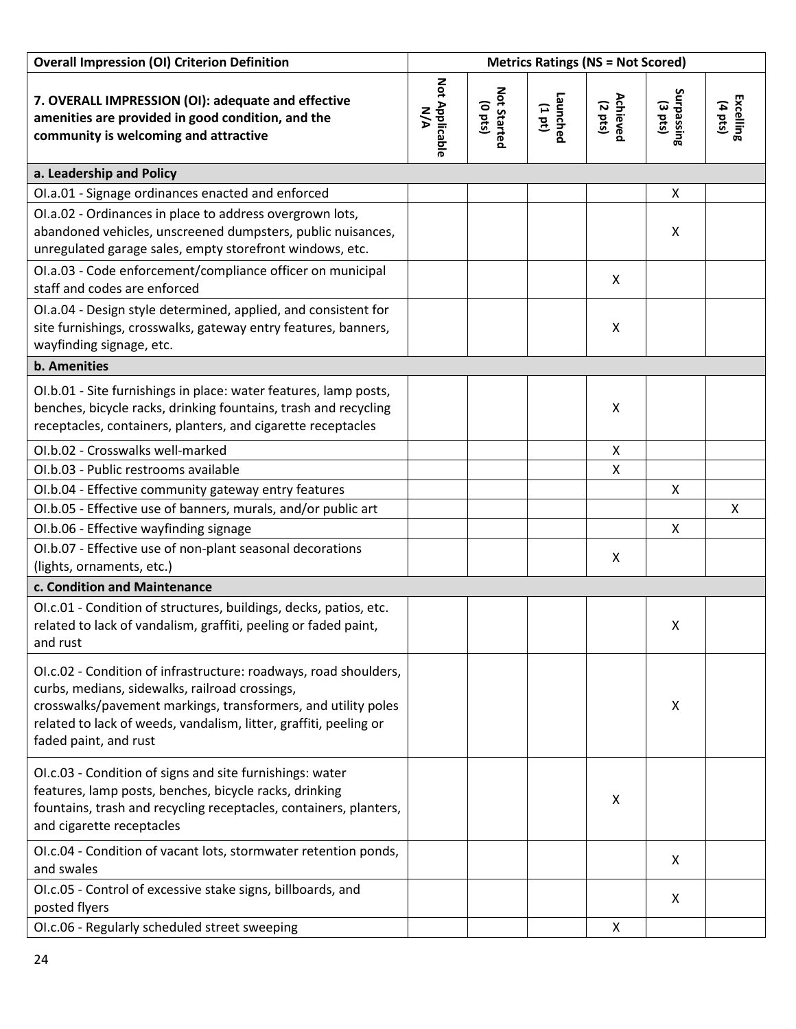| Overall Impression (OI) Criterion Definition | Metrics Ratings (NS = Not Scored) | | | | | |
|---|---|---|---|---|---|---|
| **7. OVERALL IMPRESSION (OI): adequate and effective amenities are provided in good condition, and the community is welcoming and attractive** | **Not Applicable N/A** | **Not Started (0 pts)** | **Launched (1 pt)** | **Achieved (2 pts)** | **Surpassing (3 pts)** | **Excelling (4 pts)** |
| **a. Leadership and Policy** | | | | | | |
| OI.a.01 - Signage ordinances enacted and enforced | | | | | X | |
| OI.a.02 - Ordinances in place to address overgrown lots, abandoned vehicles, unscreened dumpsters, public nuisances, unregulated garage sales, empty storefront windows, etc. | | | | | X | |
| OI.a.03 - Code enforcement/compliance officer on municipal staff and codes are enforced | | | | X | | |
| OI.a.04 - Design style determined, applied, and consistent for site furnishings, crosswalks, gateway entry features, banners, wayfinding signage, etc. | | | | X | | |
| **b. Amenities** | | | | | | |
| OI.b.01 - Site furnishings in place: water features, lamp posts, benches, bicycle racks, drinking fountains, trash and recycling receptacles, containers, planters, and cigarette receptacles | | | | X | | |
| OI.b.02 - Crosswalks well-marked | | | | X | | |
| OI.b.03 - Public restrooms available | | | | X | | |
| OI.b.04 - Effective community gateway entry features | | | | | X | |
| OI.b.05 - Effective use of banners, murals, and/or public art | | | | | | X |
| OI.b.06 - Effective wayfinding signage | | | | | X | |
| OI.b.07 - Effective use of non-plant seasonal decorations (lights, ornaments, etc.) | | | | X | | |
| **c. Condition and Maintenance** | | | | | | |
| OI.c.01 - Condition of structures, buildings, decks, patios, etc. related to lack of vandalism, graffiti, peeling or faded paint, and rust | | | | | X | |
| OI.c.02 - Condition of infrastructure: roadways, road shoulders, curbs, medians, sidewalks, railroad crossings, crosswalks/pavement markings, transformers, and utility poles related to lack of weeds, vandalism, litter, graffiti, peeling or faded paint, and rust | | | | | X | |
| OI.c.03 - Condition of signs and site furnishings: water features, lamp posts, benches, bicycle racks, drinking fountains, trash and recycling receptacles, containers, planters, and cigarette receptacles | | | | X | | |
| OI.c.04 - Condition of vacant lots, stormwater retention ponds, and swales | | | | | X | |
| OI.c.05 - Control of excessive stake signs, billboards, and posted flyers | | | | | X | |
| OI.c.06 - Regularly scheduled street sweeping | | | | X | | |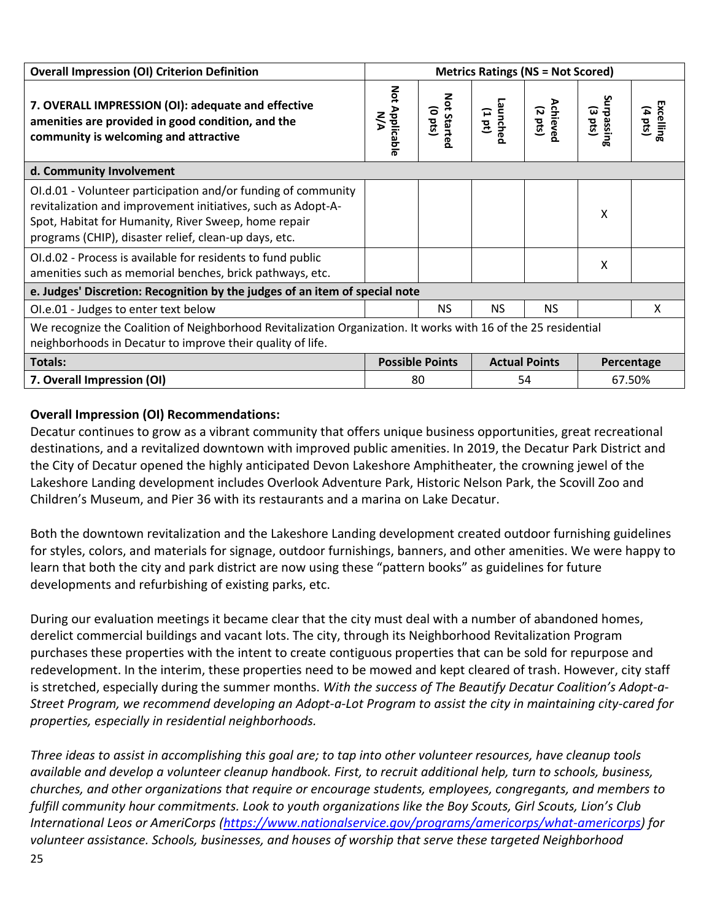| Overall Impression (OI) Criterion Definition | Metrics Ratings (NS = Not Scored) | | | | | |
|---|---|---|---|---|---|---|
| **7. OVERALL IMPRESSION (OI): adequate and effective amenities are provided in good condition, and the community is welcoming and attractive** | Not Applicable N/A | Not Started (0 pts) | Launched (1 pt) | Achieved (2 pts) | Surpassing (3 pts) | Excelling (4 pts) |
| **d. Community Involvement** | | | | | | |
| OI.d.01 - Volunteer participation and/or funding of community revitalization and improvement initiatives, such as Adopt-A-Spot, Habitat for Humanity, River Sweep, home repair programs (CHIP), disaster relief, clean-up days, etc. | | | | | X | |
| OI.d.02 - Process is available for residents to fund public amenities such as memorial benches, brick pathways, etc. | | | | | X | |
| **e. Judges' Discretion: Recognition by the judges of an item of special note** | | | | | | |
| OI.e.01 - Judges to enter text below | | NS | NS | NS | | X |
| We recognize the Coalition of Neighborhood Revitalization Organization. It works with 16 of the 25 residential neighborhoods in Decatur to improve their quality of life. | | | | | | |
| **Totals:** | **Possible Points** | | **Actual Points** | | **Percentage** | |
| **7. Overall Impression (OI)** | 80 | | 54 | | 67.50% | |

**Overall Impression (OI) Recommendations:**

Decatur continues to grow as a vibrant community that offers unique business opportunities, great recreational destinations, and a revitalized downtown with improved public amenities. In 2019, the Decatur Park District and the City of Decatur opened the highly anticipated Devon Lakeshore Amphitheater, the crowning jewel of the Lakeshore Landing development includes Overlook Adventure Park, Historic Nelson Park, the Scovill Zoo and Children's Museum, and Pier 36 with its restaurants and a marina on Lake Decatur.

Both the downtown revitalization and the Lakeshore Landing development created outdoor furnishing guidelines for styles, colors, and materials for signage, outdoor furnishings, banners, and other amenities. We were happy to learn that both the city and park district are now using these "pattern books" as guidelines for future developments and refurbishing of existing parks, etc.

During our evaluation meetings it became clear that the city must deal with a number of abandoned homes, derelict commercial buildings and vacant lots. The city, through its Neighborhood Revitalization Program purchases these properties with the intent to create contiguous properties that can be sold for repurpose and redevelopment. In the interim, these properties need to be mowed and kept cleared of trash. However, city staff is stretched, especially during the summer months. *With the success of The Beautify Decatur Coalition's Adopt-a-Street Program, we recommend developing an Adopt-a-Lot Program to assist the city in maintaining city-cared for properties, especially in residential neighborhoods.*

*Three ideas to assist in accomplishing this goal are; to tap into other volunteer resources, have cleanup tools available and develop a volunteer cleanup handbook. First, to recruit additional help, turn to schools, business, churches, and other organizations that require or encourage students, employees, congregants, and members to fulfill community hour commitments. Look to youth organizations like the Boy Scouts, Girl Scouts, Lion's Club International Leos or AmeriCorps (https://www.nationalservice.gov/programs/americorps/what-americorps) for volunteer assistance. Schools, businesses, and houses of worship that serve these targeted Neighborhood*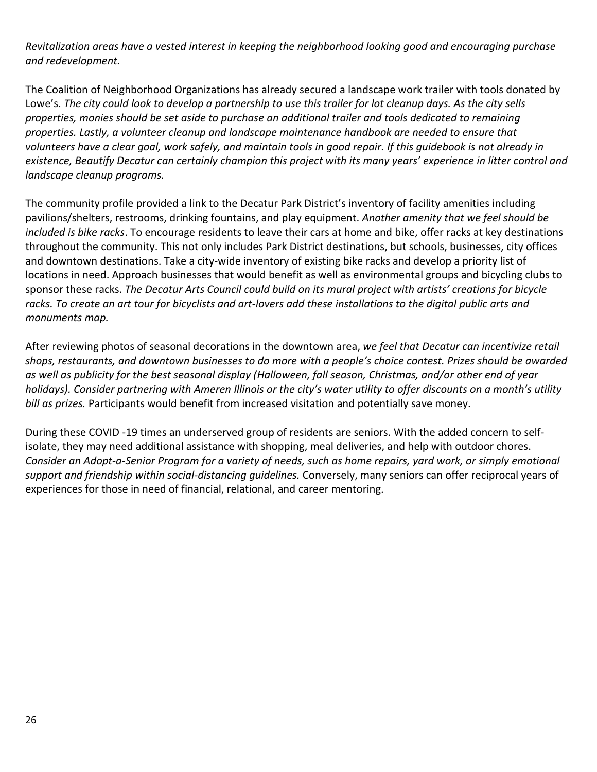*Revitalization areas have a vested interest in keeping the neighborhood looking good and encouraging purchase and redevelopment.*

The Coalition of Neighborhood Organizations has already secured a landscape work trailer with tools donated by Lowe's. *The city could look to develop a partnership to use this trailer for lot cleanup days. As the city sells properties, monies should be set aside to purchase an additional trailer and tools dedicated to remaining properties. Lastly, a volunteer cleanup and landscape maintenance handbook are needed to ensure that volunteers have a clear goal, work safely, and maintain tools in good repair. If this guidebook is not already in existence, Beautify Decatur can certainly champion this project with its many years' experience in litter control and landscape cleanup programs.*

The community profile provided a link to the Decatur Park District's inventory of facility amenities including pavilions/shelters, restrooms, drinking fountains, and play equipment. *Another amenity that we feel should be included is bike racks*. To encourage residents to leave their cars at home and bike, offer racks at key destinations throughout the community. This not only includes Park District destinations, but schools, businesses, city offices and downtown destinations. Take a city-wide inventory of existing bike racks and develop a priority list of locations in need. Approach businesses that would benefit as well as environmental groups and bicycling clubs to sponsor these racks. *The Decatur Arts Council could build on its mural project with artists' creations for bicycle racks. To create an art tour for bicyclists and art-lovers add these installations to the digital public arts and monuments map.*

After reviewing photos of seasonal decorations in the downtown area, *we feel that Decatur can incentivize retail shops, restaurants, and downtown businesses to do more with a people's choice contest. Prizes should be awarded as well as publicity for the best seasonal display (Halloween, fall season, Christmas, and/or other end of year holidays). Consider partnering with Ameren Illinois or the city's water utility to offer discounts on a month's utility bill as prizes.* Participants would benefit from increased visitation and potentially save money.

During these COVID -19 times an underserved group of residents are seniors. With the added concern to self-isolate, they may need additional assistance with shopping, meal deliveries, and help with outdoor chores. *Consider an Adopt-a-Senior Program for a variety of needs, such as home repairs, yard work, or simply emotional support and friendship within social-distancing guidelines.* Conversely, many seniors can offer reciprocal years of experiences for those in need of financial, relational, and career mentoring.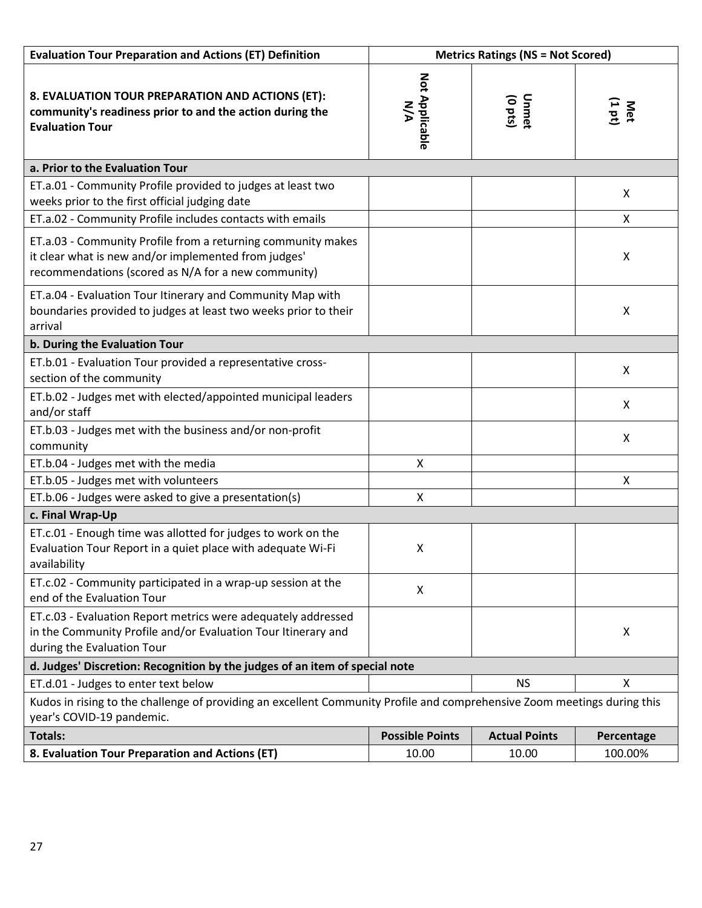| Evaluation Tour Preparation and Actions (ET) Definition | Metrics Ratings (NS = Not Scored) | | |
|---|---|---|---|
| **8. EVALUATION TOUR PREPARATION AND ACTIONS (ET): community's readiness prior to and the action during the Evaluation Tour** | **Not Applicable N/A** | **Unmet (0 pts)** | **Met (1 pt)** |
| **a. Prior to the Evaluation Tour** | | | |
| ET.a.01 - Community Profile provided to judges at least two weeks prior to the first official judging date | | | X |
| ET.a.02 - Community Profile includes contacts with emails | | | X |
| ET.a.03 - Community Profile from a returning community makes it clear what is new and/or implemented from judges' recommendations (scored as N/A for a new community) | | | X |
| ET.a.04 - Evaluation Tour Itinerary and Community Map with boundaries provided to judges at least two weeks prior to their arrival | | | X |
| **b. During the Evaluation Tour** | | | |
| ET.b.01 - Evaluation Tour provided a representative cross-section of the community | | | X |
| ET.b.02 - Judges met with elected/appointed municipal leaders and/or staff | | | X |
| ET.b.03 - Judges met with the business and/or non-profit community | | | X |
| ET.b.04 - Judges met with the media | X | | |
| ET.b.05 - Judges met with volunteers | | | X |
| ET.b.06 - Judges were asked to give a presentation(s) | X | | |
| **c. Final Wrap-Up** | | | |
| ET.c.01 - Enough time was allotted for judges to work on the Evaluation Tour Report in a quiet place with adequate Wi-Fi availability | X | | |
| ET.c.02 - Community participated in a wrap-up session at the end of the Evaluation Tour | X | | |
| ET.c.03 - Evaluation Report metrics were adequately addressed in the Community Profile and/or Evaluation Tour Itinerary and during the Evaluation Tour | | | X |
| **d. Judges' Discretion: Recognition by the judges of an item of special note** | | | |
| ET.d.01 - Judges to enter text below | | NS | X |
| Kudos in rising to the challenge of providing an excellent Community Profile and comprehensive Zoom meetings during this year's COVID-19 pandemic. | | | |
| **Totals:** | **Possible Points** | **Actual Points** | **Percentage** |
| **8. Evaluation Tour Preparation and Actions (ET)** | 10.00 | 10.00 | 100.00% |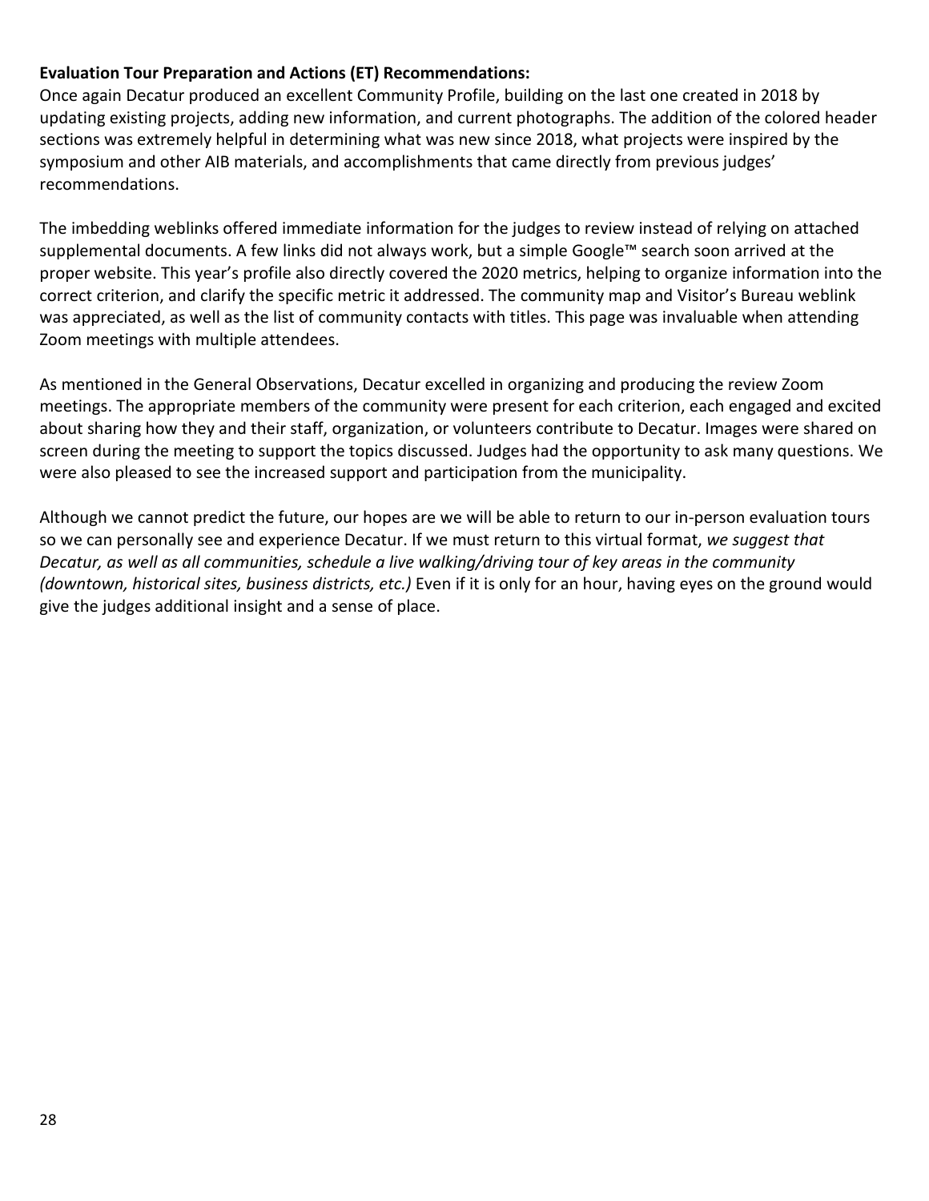**Evaluation Tour Preparation and Actions (ET) Recommendations:**

Once again Decatur produced an excellent Community Profile, building on the last one created in 2018 by updating existing projects, adding new information, and current photographs. The addition of the colored header sections was extremely helpful in determining what was new since 2018, what projects were inspired by the symposium and other AIB materials, and accomplishments that came directly from previous judges' recommendations.

The imbedding weblinks offered immediate information for the judges to review instead of relying on attached supplemental documents. A few links did not always work, but a simple Google™ search soon arrived at the proper website. This year's profile also directly covered the 2020 metrics, helping to organize information into the correct criterion, and clarify the specific metric it addressed. The community map and Visitor's Bureau weblink was appreciated, as well as the list of community contacts with titles. This page was invaluable when attending Zoom meetings with multiple attendees.

As mentioned in the General Observations, Decatur excelled in organizing and producing the review Zoom meetings. The appropriate members of the community were present for each criterion, each engaged and excited about sharing how they and their staff, organization, or volunteers contribute to Decatur. Images were shared on screen during the meeting to support the topics discussed. Judges had the opportunity to ask many questions. We were also pleased to see the increased support and participation from the municipality.

Although we cannot predict the future, our hopes are we will be able to return to our in-person evaluation tours so we can personally see and experience Decatur. If we must return to this virtual format, *we suggest that Decatur, as well as all communities, schedule a live walking/driving tour of key areas in the community (downtown, historical sites, business districts, etc.)* Even if it is only for an hour, having eyes on the ground would give the judges additional insight and a sense of place.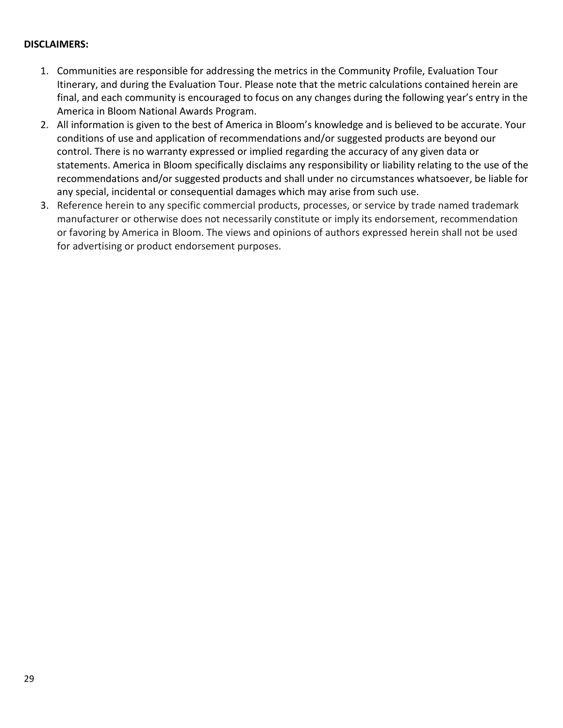**DISCLAIMERS:**

1. Communities are responsible for addressing the metrics in the Community Profile, Evaluation Tour Itinerary, and during the Evaluation Tour. Please note that the metric calculations contained herein are final, and each community is encouraged to focus on any changes during the following year's entry in the America in Bloom National Awards Program.
2. All information is given to the best of America in Bloom's knowledge and is believed to be accurate. Your conditions of use and application of recommendations and/or suggested products are beyond our control. There is no warranty expressed or implied regarding the accuracy of any given data or statements. America in Bloom specifically disclaims any responsibility or liability relating to the use of the recommendations and/or suggested products and shall under no circumstances whatsoever, be liable for any special, incidental or consequential damages which may arise from such use.
3. Reference herein to any specific commercial products, processes, or service by trade named trademark manufacturer or otherwise does not necessarily constitute or imply its endorsement, recommendation or favoring by America in Bloom. The views and opinions of authors expressed herein shall not be used for advertising or product endorsement purposes.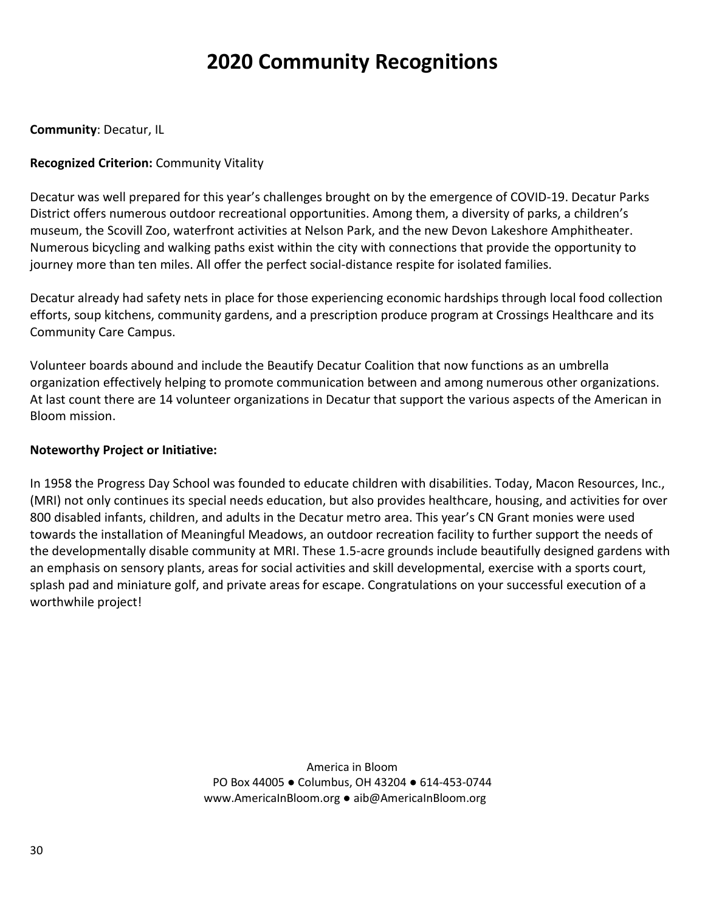# 2020 Community Recognitions

**Community**: Decatur, IL

**Recognized Criterion:** Community Vitality

Decatur was well prepared for this year's challenges brought on by the emergence of COVID-19. Decatur Parks District offers numerous outdoor recreational opportunities. Among them, a diversity of parks, a children's museum, the Scovill Zoo, waterfront activities at Nelson Park, and the new Devon Lakeshore Amphitheater. Numerous bicycling and walking paths exist within the city with connections that provide the opportunity to journey more than ten miles. All offer the perfect social-distance respite for isolated families.

Decatur already had safety nets in place for those experiencing economic hardships through local food collection efforts, soup kitchens, community gardens, and a prescription produce program at Crossings Healthcare and its Community Care Campus.

Volunteer boards abound and include the Beautify Decatur Coalition that now functions as an umbrella organization effectively helping to promote communication between and among numerous other organizations. At last count there are 14 volunteer organizations in Decatur that support the various aspects of the American in Bloom mission.

**Noteworthy Project or Initiative:**

In 1958 the Progress Day School was founded to educate children with disabilities. Today, Macon Resources, Inc., (MRI) not only continues its special needs education, but also provides healthcare, housing, and activities for over 800 disabled infants, children, and adults in the Decatur metro area. This year's CN Grant monies were used towards the installation of Meaningful Meadows, an outdoor recreation facility to further support the needs of the developmentally disable community at MRI. These 1.5-acre grounds include beautifully designed gardens with an emphasis on sensory plants, areas for social activities and skill developmental, exercise with a sports court, splash pad and miniature golf, and private areas for escape. Congratulations on your successful execution of a worthwhile project!

America in Bloom
PO Box 44005 ● Columbus, OH 43204 ● 614-453-0744
www.AmericaInBloom.org ● aib@AmericaInBloom.org